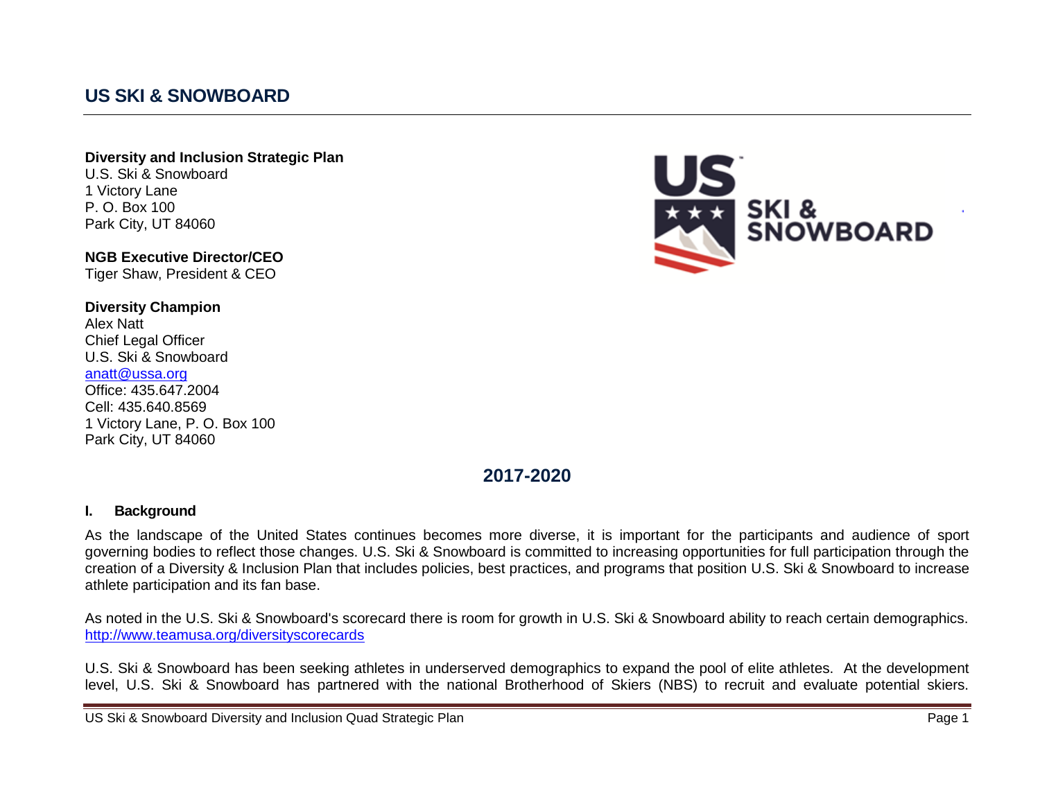# US SKI & SNOWBOARD

**Diversity and Inclusion Strategic Plan**
U.S. Ski & Snowboard
1 Victory Lane
P. O. Box 100
Park City, UT 84060

**NGB Executive Director/CEO**
Tiger Shaw, President & CEO

**Diversity Champion**
Alex Natt
Chief Legal Officer
U.S. Ski & Snowboard
anatt@ussa.org
Office: 435.647.2004
Cell: 435.640.8569
1 Victory Lane, P. O. Box 100
Park City, UT 84060

## 2017-2020

### I. Background

As the landscape of the United States continues becomes more diverse, it is important for the participants and audience of sport governing bodies to reflect those changes. U.S. Ski & Snowboard is committed to increasing opportunities for full participation through the creation of a Diversity & Inclusion Plan that includes policies, best practices, and programs that position U.S. Ski & Snowboard to increase athlete participation and its fan base.

As noted in the U.S. Ski & Snowboard's scorecard there is room for growth in U.S. Ski & Snowboard ability to reach certain demographics. http://www.teamusa.org/diversityscorecards

U.S. Ski & Snowboard has been seeking athletes in underserved demographics to expand the pool of elite athletes. At the development level, U.S. Ski & Snowboard has partnered with the national Brotherhood of Skiers (NBS) to recruit and evaluate potential skiers.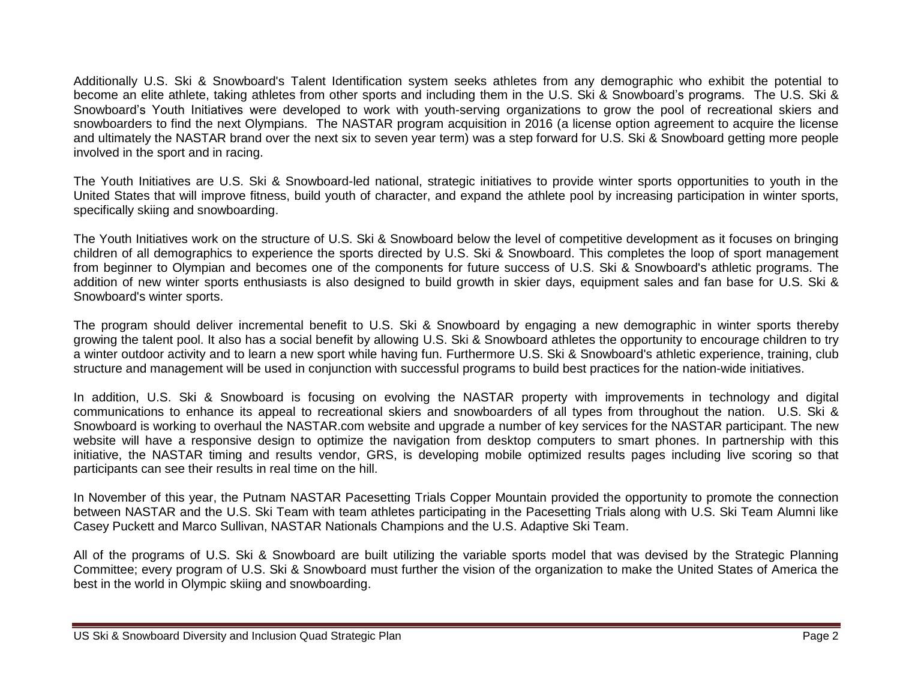Additionally U.S. Ski & Snowboard's Talent Identification system seeks athletes from any demographic who exhibit the potential to become an elite athlete, taking athletes from other sports and including them in the U.S. Ski & Snowboard's programs. The U.S. Ski & Snowboard's Youth Initiatives were developed to work with youth-serving organizations to grow the pool of recreational skiers and snowboarders to find the next Olympians. The NASTAR program acquisition in 2016 (a license option agreement to acquire the license and ultimately the NASTAR brand over the next six to seven year term) was a step forward for U.S. Ski & Snowboard getting more people involved in the sport and in racing.

The Youth Initiatives are U.S. Ski & Snowboard-led national, strategic initiatives to provide winter sports opportunities to youth in the United States that will improve fitness, build youth of character, and expand the athlete pool by increasing participation in winter sports, specifically skiing and snowboarding.

The Youth Initiatives work on the structure of U.S. Ski & Snowboard below the level of competitive development as it focuses on bringing children of all demographics to experience the sports directed by U.S. Ski & Snowboard. This completes the loop of sport management from beginner to Olympian and becomes one of the components for future success of U.S. Ski & Snowboard's athletic programs. The addition of new winter sports enthusiasts is also designed to build growth in skier days, equipment sales and fan base for U.S. Ski & Snowboard's winter sports.

The program should deliver incremental benefit to U.S. Ski & Snowboard by engaging a new demographic in winter sports thereby growing the talent pool. It also has a social benefit by allowing U.S. Ski & Snowboard athletes the opportunity to encourage children to try a winter outdoor activity and to learn a new sport while having fun. Furthermore U.S. Ski & Snowboard's athletic experience, training, club structure and management will be used in conjunction with successful programs to build best practices for the nation-wide initiatives.

In addition, U.S. Ski & Snowboard is focusing on evolving the NASTAR property with improvements in technology and digital communications to enhance its appeal to recreational skiers and snowboarders of all types from throughout the nation. U.S. Ski & Snowboard is working to overhaul the NASTAR.com website and upgrade a number of key services for the NASTAR participant. The new website will have a responsive design to optimize the navigation from desktop computers to smart phones. In partnership with this initiative, the NASTAR timing and results vendor, GRS, is developing mobile optimized results pages including live scoring so that participants can see their results in real time on the hill.

In November of this year, the Putnam NASTAR Pacesetting Trials Copper Mountain provided the opportunity to promote the connection between NASTAR and the U.S. Ski Team with team athletes participating in the Pacesetting Trials along with U.S. Ski Team Alumni like Casey Puckett and Marco Sullivan, NASTAR Nationals Champions and the U.S. Adaptive Ski Team.

All of the programs of U.S. Ski & Snowboard are built utilizing the variable sports model that was devised by the Strategic Planning Committee; every program of U.S. Ski & Snowboard must further the vision of the organization to make the United States of America the best in the world in Olympic skiing and snowboarding.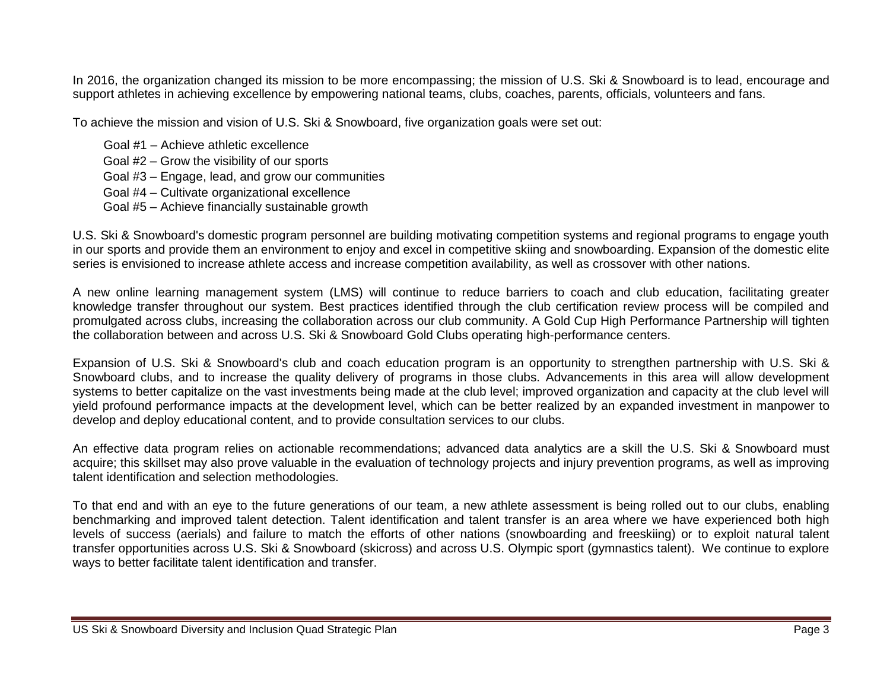In 2016, the organization changed its mission to be more encompassing; the mission of U.S. Ski & Snowboard is to lead, encourage and support athletes in achieving excellence by empowering national teams, clubs, coaches, parents, officials, volunteers and fans.

To achieve the mission and vision of U.S. Ski & Snowboard, five organization goals were set out:

- Goal #1 – Achieve athletic excellence
- Goal #2 – Grow the visibility of our sports
- Goal #3 – Engage, lead, and grow our communities
- Goal #4 – Cultivate organizational excellence
- Goal #5 – Achieve financially sustainable growth

U.S. Ski & Snowboard's domestic program personnel are building motivating competition systems and regional programs to engage youth in our sports and provide them an environment to enjoy and excel in competitive skiing and snowboarding. Expansion of the domestic elite series is envisioned to increase athlete access and increase competition availability, as well as crossover with other nations.

A new online learning management system (LMS) will continue to reduce barriers to coach and club education, facilitating greater knowledge transfer throughout our system. Best practices identified through the club certification review process will be compiled and promulgated across clubs, increasing the collaboration across our club community. A Gold Cup High Performance Partnership will tighten the collaboration between and across U.S. Ski & Snowboard Gold Clubs operating high-performance centers.

Expansion of U.S. Ski & Snowboard's club and coach education program is an opportunity to strengthen partnership with U.S. Ski & Snowboard clubs, and to increase the quality delivery of programs in those clubs. Advancements in this area will allow development systems to better capitalize on the vast investments being made at the club level; improved organization and capacity at the club level will yield profound performance impacts at the development level, which can be better realized by an expanded investment in manpower to develop and deploy educational content, and to provide consultation services to our clubs.

An effective data program relies on actionable recommendations; advanced data analytics are a skill the U.S. Ski & Snowboard must acquire; this skillset may also prove valuable in the evaluation of technology projects and injury prevention programs, as well as improving talent identification and selection methodologies.

To that end and with an eye to the future generations of our team, a new athlete assessment is being rolled out to our clubs, enabling benchmarking and improved talent detection. Talent identification and talent transfer is an area where we have experienced both high levels of success (aerials) and failure to match the efforts of other nations (snowboarding and freeskiing) or to exploit natural talent transfer opportunities across U.S. Ski & Snowboard (skicross) and across U.S. Olympic sport (gymnastics talent). We continue to explore ways to better facilitate talent identification and transfer.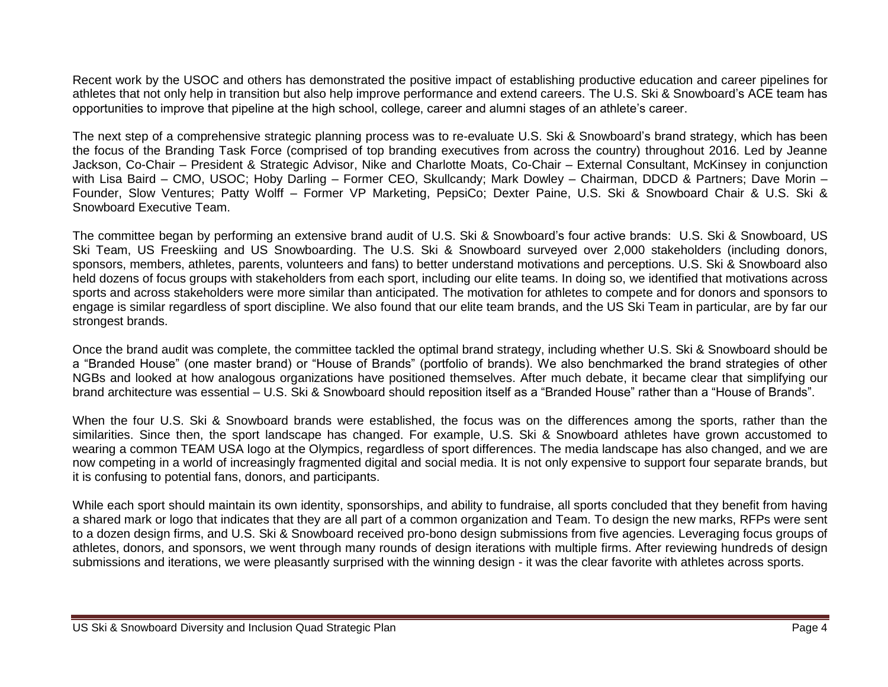Recent work by the USOC and others has demonstrated the positive impact of establishing productive education and career pipelines for athletes that not only help in transition but also help improve performance and extend careers. The U.S. Ski & Snowboard's ACE team has opportunities to improve that pipeline at the high school, college, career and alumni stages of an athlete's career.

The next step of a comprehensive strategic planning process was to re-evaluate U.S. Ski & Snowboard's brand strategy, which has been the focus of the Branding Task Force (comprised of top branding executives from across the country) throughout 2016. Led by Jeanne Jackson, Co-Chair – President & Strategic Advisor, Nike and Charlotte Moats, Co-Chair – External Consultant, McKinsey in conjunction with Lisa Baird – CMO, USOC; Hoby Darling – Former CEO, Skullcandy; Mark Dowley – Chairman, DDCD & Partners; Dave Morin – Founder, Slow Ventures; Patty Wolff – Former VP Marketing, PepsiCo; Dexter Paine, U.S. Ski & Snowboard Chair & U.S. Ski & Snowboard Executive Team.

The committee began by performing an extensive brand audit of U.S. Ski & Snowboard's four active brands: U.S. Ski & Snowboard, US Ski Team, US Freeskiing and US Snowboarding. The U.S. Ski & Snowboard surveyed over 2,000 stakeholders (including donors, sponsors, members, athletes, parents, volunteers and fans) to better understand motivations and perceptions. U.S. Ski & Snowboard also held dozens of focus groups with stakeholders from each sport, including our elite teams. In doing so, we identified that motivations across sports and across stakeholders were more similar than anticipated. The motivation for athletes to compete and for donors and sponsors to engage is similar regardless of sport discipline. We also found that our elite team brands, and the US Ski Team in particular, are by far our strongest brands.

Once the brand audit was complete, the committee tackled the optimal brand strategy, including whether U.S. Ski & Snowboard should be a "Branded House" (one master brand) or "House of Brands" (portfolio of brands). We also benchmarked the brand strategies of other NGBs and looked at how analogous organizations have positioned themselves. After much debate, it became clear that simplifying our brand architecture was essential – U.S. Ski & Snowboard should reposition itself as a "Branded House" rather than a "House of Brands".

When the four U.S. Ski & Snowboard brands were established, the focus was on the differences among the sports, rather than the similarities. Since then, the sport landscape has changed. For example, U.S. Ski & Snowboard athletes have grown accustomed to wearing a common TEAM USA logo at the Olympics, regardless of sport differences. The media landscape has also changed, and we are now competing in a world of increasingly fragmented digital and social media. It is not only expensive to support four separate brands, but it is confusing to potential fans, donors, and participants.

While each sport should maintain its own identity, sponsorships, and ability to fundraise, all sports concluded that they benefit from having a shared mark or logo that indicates that they are all part of a common organization and Team. To design the new marks, RFPs were sent to a dozen design firms, and U.S. Ski & Snowboard received pro-bono design submissions from five agencies. Leveraging focus groups of athletes, donors, and sponsors, we went through many rounds of design iterations with multiple firms. After reviewing hundreds of design submissions and iterations, we were pleasantly surprised with the winning design - it was the clear favorite with athletes across sports.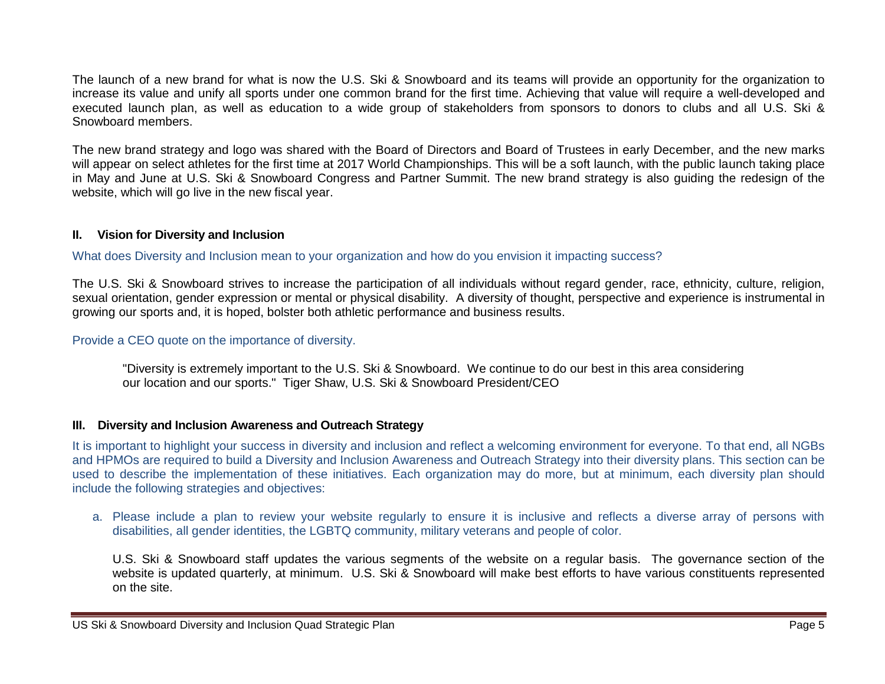The launch of a new brand for what is now the U.S. Ski & Snowboard and its teams will provide an opportunity for the organization to increase its value and unify all sports under one common brand for the first time. Achieving that value will require a well-developed and executed launch plan, as well as education to a wide group of stakeholders from sponsors to donors to clubs and all U.S. Ski & Snowboard members.

The new brand strategy and logo was shared with the Board of Directors and Board of Trustees in early December, and the new marks will appear on select athletes for the first time at 2017 World Championships. This will be a soft launch, with the public launch taking place in May and June at U.S. Ski & Snowboard Congress and Partner Summit. The new brand strategy is also guiding the redesign of the website, which will go live in the new fiscal year.

## II. Vision for Diversity and Inclusion

What does Diversity and Inclusion mean to your organization and how do you envision it impacting success?

The U.S. Ski & Snowboard strives to increase the participation of all individuals without regard gender, race, ethnicity, culture, religion, sexual orientation, gender expression or mental or physical disability. A diversity of thought, perspective and experience is instrumental in growing our sports and, it is hoped, bolster both athletic performance and business results.

Provide a CEO quote on the importance of diversity.

> "Diversity is extremely important to the U.S. Ski & Snowboard. We continue to do our best in this area considering our location and our sports." Tiger Shaw, U.S. Ski & Snowboard President/CEO

## III. Diversity and Inclusion Awareness and Outreach Strategy

It is important to highlight your success in diversity and inclusion and reflect a welcoming environment for everyone. To that end, all NGBs and HPMOs are required to build a Diversity and Inclusion Awareness and Outreach Strategy into their diversity plans. This section can be used to describe the implementation of these initiatives. Each organization may do more, but at minimum, each diversity plan should include the following strategies and objectives:

a. Please include a plan to review your website regularly to ensure it is inclusive and reflects a diverse array of persons with disabilities, all gender identities, the LGBTQ community, military veterans and people of color.

   U.S. Ski & Snowboard staff updates the various segments of the website on a regular basis. The governance section of the website is updated quarterly, at minimum. U.S. Ski & Snowboard will make best efforts to have various constituents represented on the site.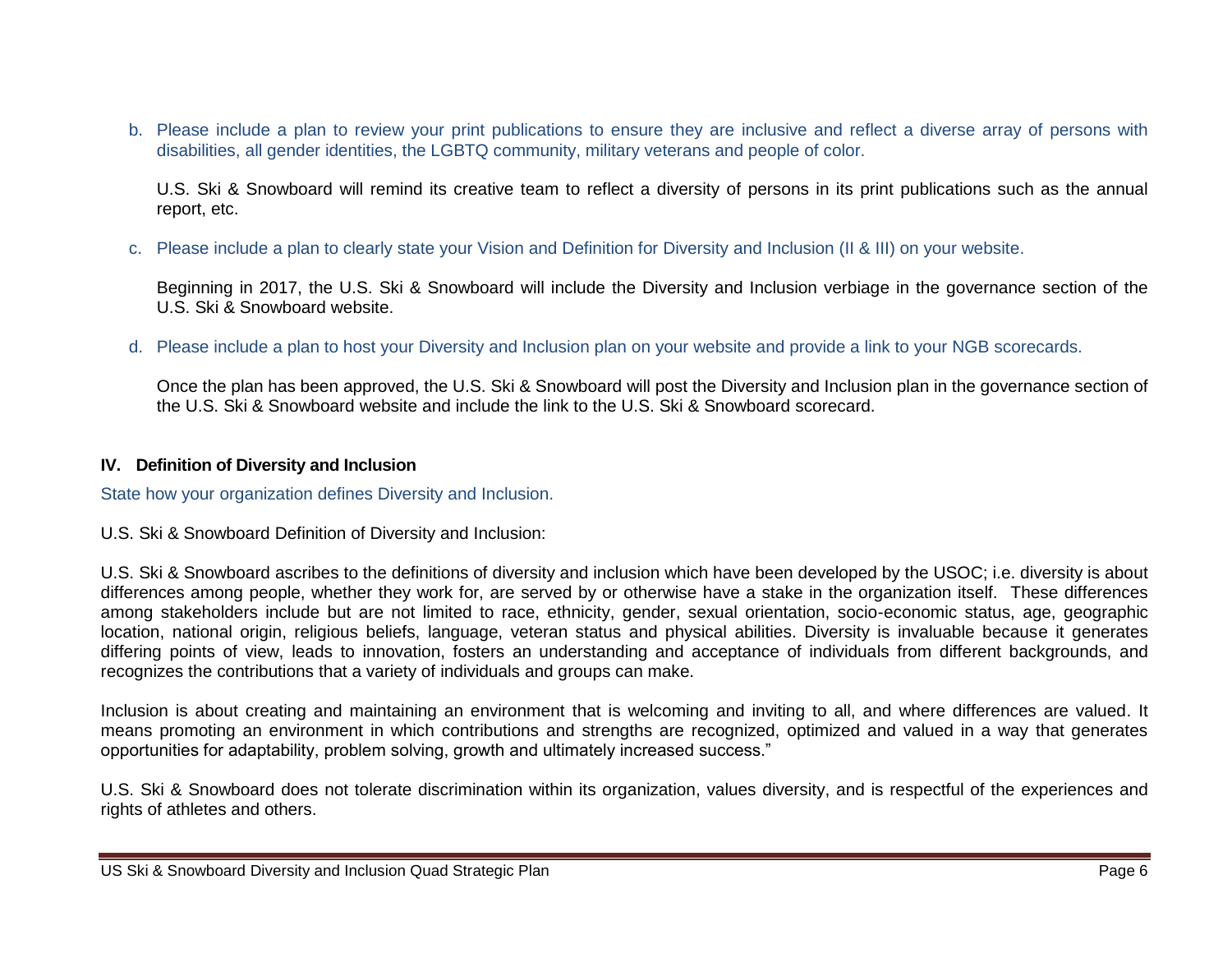b. Please include a plan to review your print publications to ensure they are inclusive and reflect a diverse array of persons with disabilities, all gender identities, the LGBTQ community, military veterans and people of color.

   U.S. Ski & Snowboard will remind its creative team to reflect a diversity of persons in its print publications such as the annual report, etc.

c. Please include a plan to clearly state your Vision and Definition for Diversity and Inclusion (II & III) on your website.

   Beginning in 2017, the U.S. Ski & Snowboard will include the Diversity and Inclusion verbiage in the governance section of the U.S. Ski & Snowboard website.

d. Please include a plan to host your Diversity and Inclusion plan on your website and provide a link to your NGB scorecards.

   Once the plan has been approved, the U.S. Ski & Snowboard will post the Diversity and Inclusion plan in the governance section of the U.S. Ski & Snowboard website and include the link to the U.S. Ski & Snowboard scorecard.

## IV. Definition of Diversity and Inclusion

State how your organization defines Diversity and Inclusion.

U.S. Ski & Snowboard Definition of Diversity and Inclusion:

U.S. Ski & Snowboard ascribes to the definitions of diversity and inclusion which have been developed by the USOC; i.e. diversity is about differences among people, whether they work for, are served by or otherwise have a stake in the organization itself. These differences among stakeholders include but are not limited to race, ethnicity, gender, sexual orientation, socio-economic status, age, geographic location, national origin, religious beliefs, language, veteran status and physical abilities. Diversity is invaluable because it generates differing points of view, leads to innovation, fosters an understanding and acceptance of individuals from different backgrounds, and recognizes the contributions that a variety of individuals and groups can make.

Inclusion is about creating and maintaining an environment that is welcoming and inviting to all, and where differences are valued. It means promoting an environment in which contributions and strengths are recognized, optimized and valued in a way that generates opportunities for adaptability, problem solving, growth and ultimately increased success."

U.S. Ski & Snowboard does not tolerate discrimination within its organization, values diversity, and is respectful of the experiences and rights of athletes and others.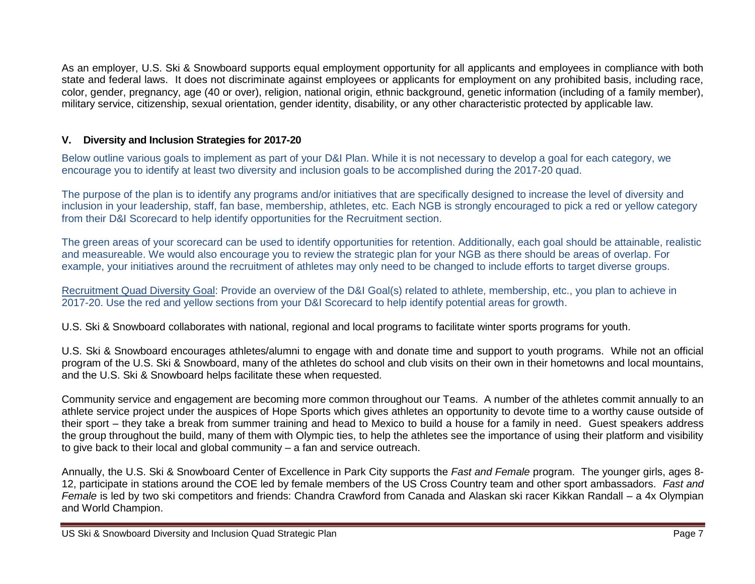As an employer, U.S. Ski & Snowboard supports equal employment opportunity for all applicants and employees in compliance with both state and federal laws. It does not discriminate against employees or applicants for employment on any prohibited basis, including race, color, gender, pregnancy, age (40 or over), religion, national origin, ethnic background, genetic information (including of a family member), military service, citizenship, sexual orientation, gender identity, disability, or any other characteristic protected by applicable law.

## V. Diversity and Inclusion Strategies for 2017-20

Below outline various goals to implement as part of your D&I Plan. While it is not necessary to develop a goal for each category, we encourage you to identify at least two diversity and inclusion goals to be accomplished during the 2017-20 quad.

The purpose of the plan is to identify any programs and/or initiatives that are specifically designed to increase the level of diversity and inclusion in your leadership, staff, fan base, membership, athletes, etc. Each NGB is strongly encouraged to pick a red or yellow category from their D&I Scorecard to help identify opportunities for the Recruitment section.

The green areas of your scorecard can be used to identify opportunities for retention. Additionally, each goal should be attainable, realistic and measureable. We would also encourage you to review the strategic plan for your NGB as there should be areas of overlap. For example, your initiatives around the recruitment of athletes may only need to be changed to include efforts to target diverse groups.

Recruitment Quad Diversity Goal: Provide an overview of the D&I Goal(s) related to athlete, membership, etc., you plan to achieve in 2017-20. Use the red and yellow sections from your D&I Scorecard to help identify potential areas for growth.

U.S. Ski & Snowboard collaborates with national, regional and local programs to facilitate winter sports programs for youth.

U.S. Ski & Snowboard encourages athletes/alumni to engage with and donate time and support to youth programs. While not an official program of the U.S. Ski & Snowboard, many of the athletes do school and club visits on their own in their hometowns and local mountains, and the U.S. Ski & Snowboard helps facilitate these when requested.

Community service and engagement are becoming more common throughout our Teams. A number of the athletes commit annually to an athlete service project under the auspices of Hope Sports which gives athletes an opportunity to devote time to a worthy cause outside of their sport – they take a break from summer training and head to Mexico to build a house for a family in need. Guest speakers address the group throughout the build, many of them with Olympic ties, to help the athletes see the importance of using their platform and visibility to give back to their local and global community – a fan and service outreach.

Annually, the U.S. Ski & Snowboard Center of Excellence in Park City supports the *Fast and Female* program. The younger girls, ages 8-12, participate in stations around the COE led by female members of the US Cross Country team and other sport ambassadors. *Fast and Female* is led by two ski competitors and friends: Chandra Crawford from Canada and Alaskan ski racer Kikkan Randall – a 4x Olympian and World Champion.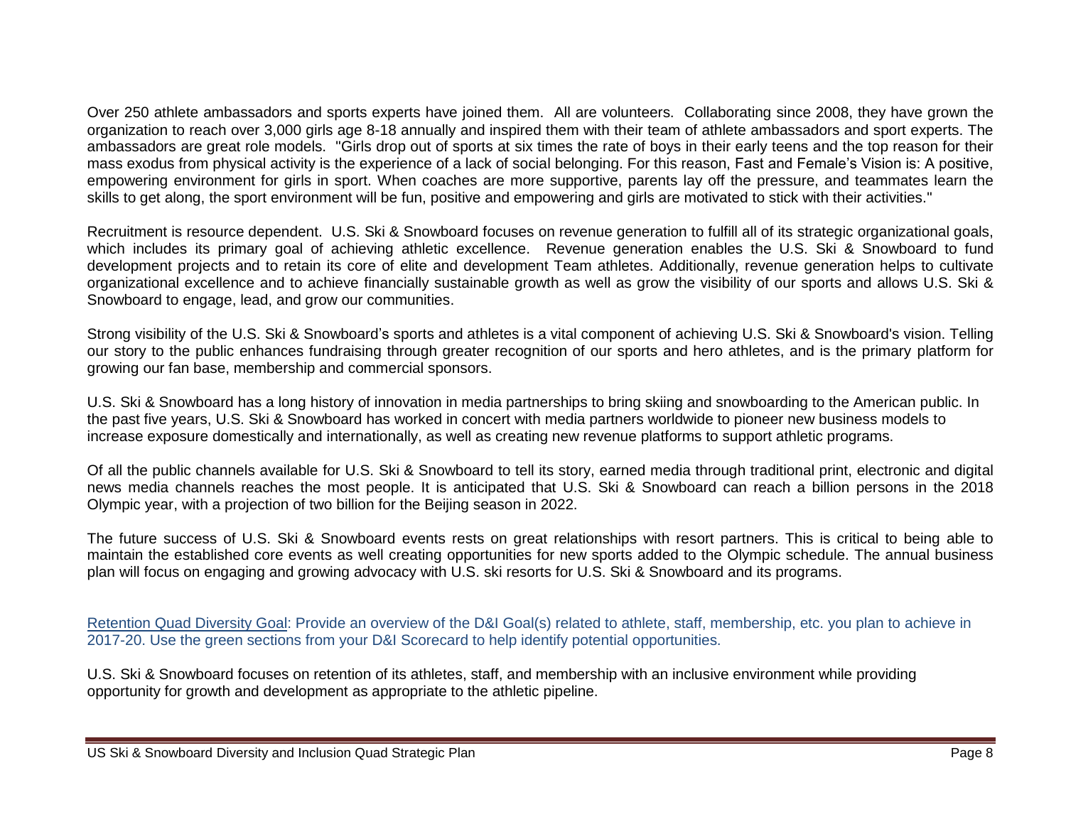Over 250 athlete ambassadors and sports experts have joined them. All are volunteers. Collaborating since 2008, they have grown the organization to reach over 3,000 girls age 8-18 annually and inspired them with their team of athlete ambassadors and sport experts. The ambassadors are great role models. "Girls drop out of sports at six times the rate of boys in their early teens and the top reason for their mass exodus from physical activity is the experience of a lack of social belonging. For this reason, Fast and Female's Vision is: A positive, empowering environment for girls in sport. When coaches are more supportive, parents lay off the pressure, and teammates learn the skills to get along, the sport environment will be fun, positive and empowering and girls are motivated to stick with their activities."

Recruitment is resource dependent. U.S. Ski & Snowboard focuses on revenue generation to fulfill all of its strategic organizational goals, which includes its primary goal of achieving athletic excellence. Revenue generation enables the U.S. Ski & Snowboard to fund development projects and to retain its core of elite and development Team athletes. Additionally, revenue generation helps to cultivate organizational excellence and to achieve financially sustainable growth as well as grow the visibility of our sports and allows U.S. Ski & Snowboard to engage, lead, and grow our communities.

Strong visibility of the U.S. Ski & Snowboard's sports and athletes is a vital component of achieving U.S. Ski & Snowboard's vision. Telling our story to the public enhances fundraising through greater recognition of our sports and hero athletes, and is the primary platform for growing our fan base, membership and commercial sponsors.

U.S. Ski & Snowboard has a long history of innovation in media partnerships to bring skiing and snowboarding to the American public. In the past five years, U.S. Ski & Snowboard has worked in concert with media partners worldwide to pioneer new business models to increase exposure domestically and internationally, as well as creating new revenue platforms to support athletic programs.

Of all the public channels available for U.S. Ski & Snowboard to tell its story, earned media through traditional print, electronic and digital news media channels reaches the most people. It is anticipated that U.S. Ski & Snowboard can reach a billion persons in the 2018 Olympic year, with a projection of two billion for the Beijing season in 2022.

The future success of U.S. Ski & Snowboard events rests on great relationships with resort partners. This is critical to being able to maintain the established core events as well creating opportunities for new sports added to the Olympic schedule. The annual business plan will focus on engaging and growing advocacy with U.S. ski resorts for U.S. Ski & Snowboard and its programs.

Retention Quad Diversity Goal: Provide an overview of the D&I Goal(s) related to athlete, staff, membership, etc. you plan to achieve in 2017-20. Use the green sections from your D&I Scorecard to help identify potential opportunities.

U.S. Ski & Snowboard focuses on retention of its athletes, staff, and membership with an inclusive environment while providing opportunity for growth and development as appropriate to the athletic pipeline.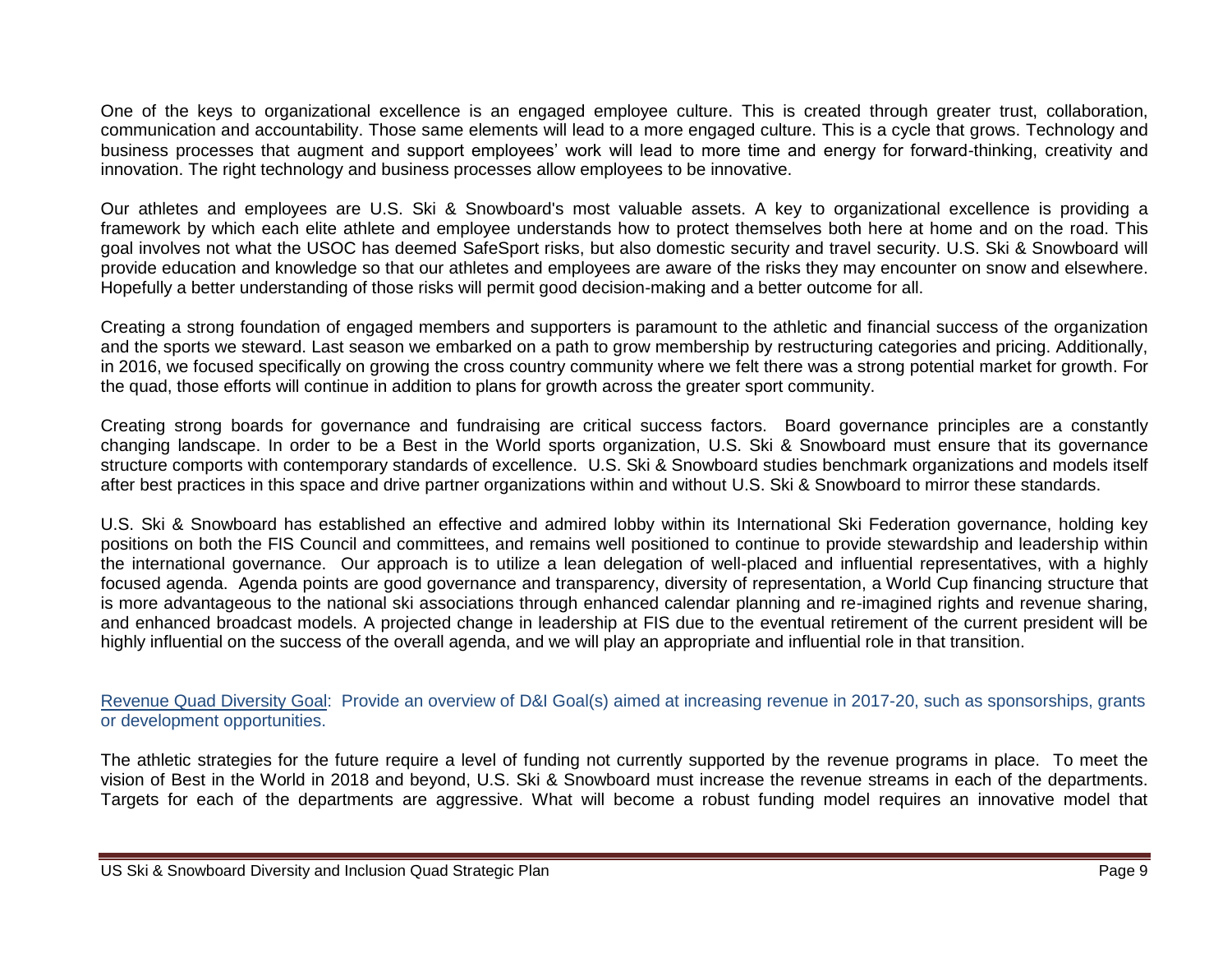One of the keys to organizational excellence is an engaged employee culture. This is created through greater trust, collaboration, communication and accountability. Those same elements will lead to a more engaged culture. This is a cycle that grows. Technology and business processes that augment and support employees' work will lead to more time and energy for forward-thinking, creativity and innovation. The right technology and business processes allow employees to be innovative.

Our athletes and employees are U.S. Ski & Snowboard's most valuable assets. A key to organizational excellence is providing a framework by which each elite athlete and employee understands how to protect themselves both here at home and on the road. This goal involves not what the USOC has deemed SafeSport risks, but also domestic security and travel security. U.S. Ski & Snowboard will provide education and knowledge so that our athletes and employees are aware of the risks they may encounter on snow and elsewhere. Hopefully a better understanding of those risks will permit good decision-making and a better outcome for all.

Creating a strong foundation of engaged members and supporters is paramount to the athletic and financial success of the organization and the sports we steward. Last season we embarked on a path to grow membership by restructuring categories and pricing. Additionally, in 2016, we focused specifically on growing the cross country community where we felt there was a strong potential market for growth. For the quad, those efforts will continue in addition to plans for growth across the greater sport community.

Creating strong boards for governance and fundraising are critical success factors. Board governance principles are a constantly changing landscape. In order to be a Best in the World sports organization, U.S. Ski & Snowboard must ensure that its governance structure comports with contemporary standards of excellence. U.S. Ski & Snowboard studies benchmark organizations and models itself after best practices in this space and drive partner organizations within and without U.S. Ski & Snowboard to mirror these standards.

U.S. Ski & Snowboard has established an effective and admired lobby within its International Ski Federation governance, holding key positions on both the FIS Council and committees, and remains well positioned to continue to provide stewardship and leadership within the international governance. Our approach is to utilize a lean delegation of well-placed and influential representatives, with a highly focused agenda. Agenda points are good governance and transparency, diversity of representation, a World Cup financing structure that is more advantageous to the national ski associations through enhanced calendar planning and re-imagined rights and revenue sharing, and enhanced broadcast models. A projected change in leadership at FIS due to the eventual retirement of the current president will be highly influential on the success of the overall agenda, and we will play an appropriate and influential role in that transition.

Revenue Quad Diversity Goal: Provide an overview of D&I Goal(s) aimed at increasing revenue in 2017-20, such as sponsorships, grants or development opportunities.

The athletic strategies for the future require a level of funding not currently supported by the revenue programs in place. To meet the vision of Best in the World in 2018 and beyond, U.S. Ski & Snowboard must increase the revenue streams in each of the departments. Targets for each of the departments are aggressive. What will become a robust funding model requires an innovative model that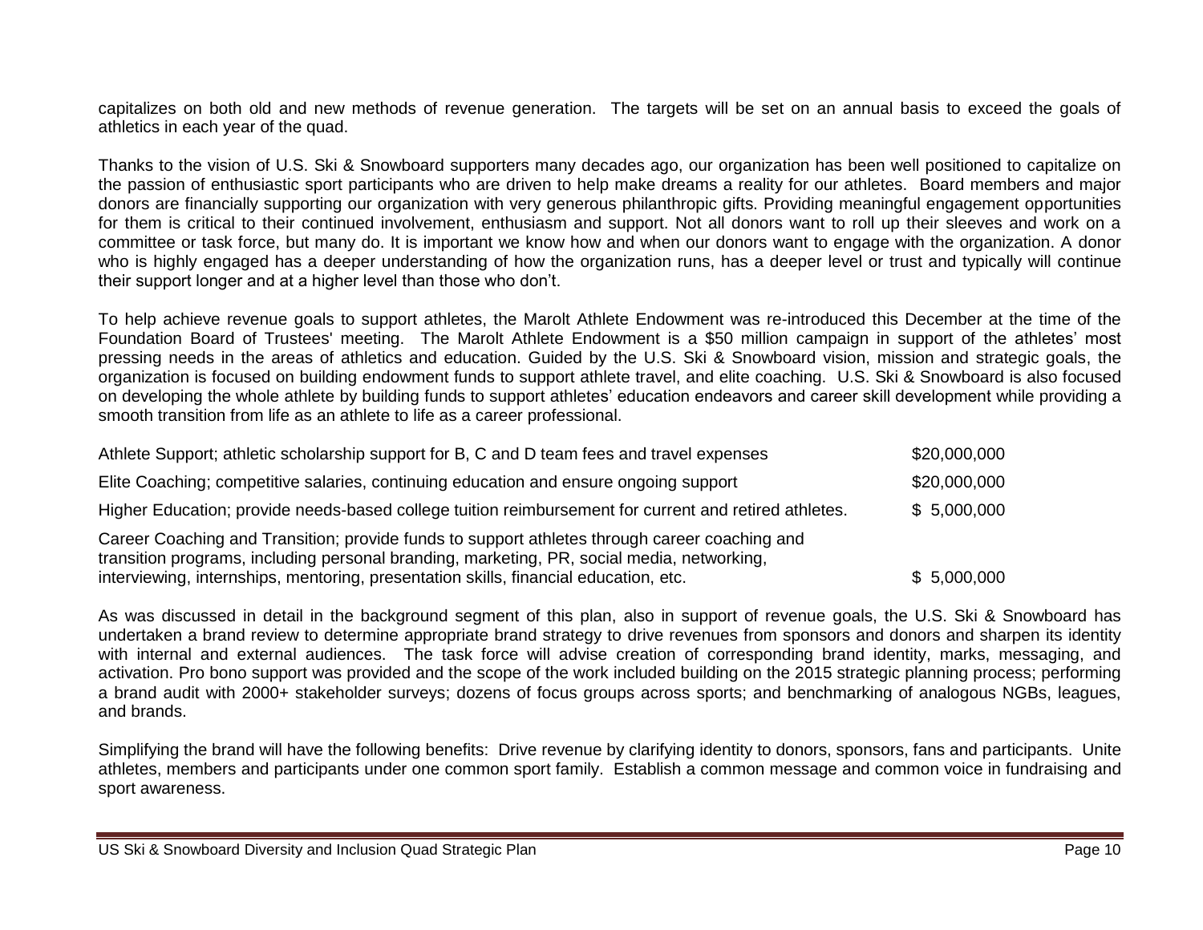capitalizes on both old and new methods of revenue generation. The targets will be set on an annual basis to exceed the goals of athletics in each year of the quad.

Thanks to the vision of U.S. Ski & Snowboard supporters many decades ago, our organization has been well positioned to capitalize on the passion of enthusiastic sport participants who are driven to help make dreams a reality for our athletes. Board members and major donors are financially supporting our organization with very generous philanthropic gifts. Providing meaningful engagement opportunities for them is critical to their continued involvement, enthusiasm and support. Not all donors want to roll up their sleeves and work on a committee or task force, but many do. It is important we know how and when our donors want to engage with the organization. A donor who is highly engaged has a deeper understanding of how the organization runs, has a deeper level or trust and typically will continue their support longer and at a higher level than those who don't.

To help achieve revenue goals to support athletes, the Marolt Athlete Endowment was re-introduced this December at the time of the Foundation Board of Trustees' meeting. The Marolt Athlete Endowment is a $50 million campaign in support of the athletes' most pressing needs in the areas of athletics and education. Guided by the U.S. Ski & Snowboard vision, mission and strategic goals, the organization is focused on building endowment funds to support athlete travel, and elite coaching. U.S. Ski & Snowboard is also focused on developing the whole athlete by building funds to support athletes' education endeavors and career skill development while providing a smooth transition from life as an athlete to life as a career professional.

| | |
|---|---|
| Athlete Support; athletic scholarship support for B, C and D team fees and travel expenses | $20,000,000 |
| Elite Coaching; competitive salaries, continuing education and ensure ongoing support | $20,000,000 |
| Higher Education; provide needs-based college tuition reimbursement for current and retired athletes. | $ 5,000,000 |
| Career Coaching and Transition; provide funds to support athletes through career coaching and transition programs, including personal branding, marketing, PR, social media, networking, interviewing, internships, mentoring, presentation skills, financial education, etc. | $ 5,000,000 |

As was discussed in detail in the background segment of this plan, also in support of revenue goals, the U.S. Ski & Snowboard has undertaken a brand review to determine appropriate brand strategy to drive revenues from sponsors and donors and sharpen its identity with internal and external audiences. The task force will advise creation of corresponding brand identity, marks, messaging, and activation. Pro bono support was provided and the scope of the work included building on the 2015 strategic planning process; performing a brand audit with 2000+ stakeholder surveys; dozens of focus groups across sports; and benchmarking of analogous NGBs, leagues, and brands.

Simplifying the brand will have the following benefits: Drive revenue by clarifying identity to donors, sponsors, fans and participants. Unite athletes, members and participants under one common sport family. Establish a common message and common voice in fundraising and sport awareness.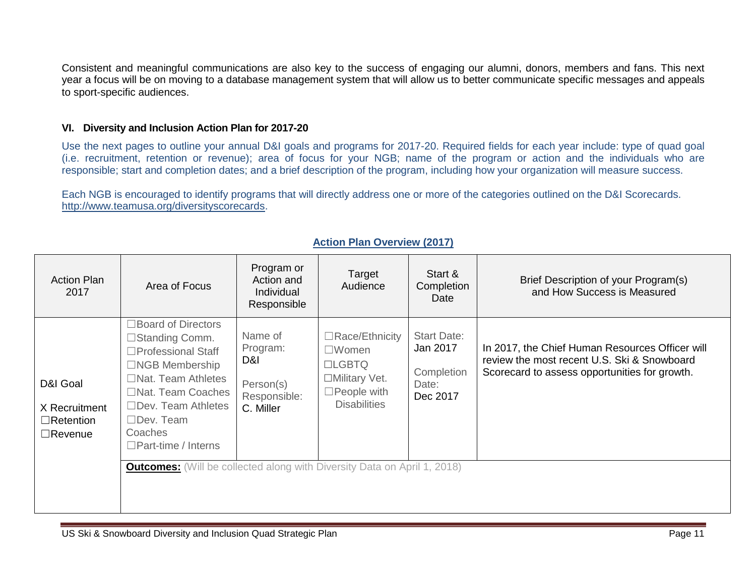Consistent and meaningful communications are also key to the success of engaging our alumni, donors, members and fans. This next year a focus will be on moving to a database management system that will allow us to better communicate specific messages and appeals to sport-specific audiences.

### VI. Diversity and Inclusion Action Plan for 2017-20

Use the next pages to outline your annual D&I goals and programs for 2017-20. Required fields for each year include: type of quad goal (i.e. recruitment, retention or revenue); area of focus for your NGB; name of the program or action and the individuals who are responsible; start and completion dates; and a brief description of the program, including how your organization will measure success.

Each NGB is encouraged to identify programs that will directly address one or more of the categories outlined on the D&I Scorecards. http://www.teamusa.org/diversityscorecards.

**Action Plan Overview (2017)**

| Action Plan 2017 | Area of Focus | Program or Action and Individual Responsible | Target Audience | Start & Completion Date | Brief Description of your Program(s) and How Success is Measured |
|---|---|---|---|---|---|
| D&I Goal<br>X Recruitment<br>☐Retention<br>☐Revenue | ☐Board of Directors<br>☐Standing Comm.<br>☐Professional Staff<br>☐NGB Membership<br>☐Nat. Team Athletes<br>☐Nat. Team Coaches<br>☐Dev. Team Athletes<br>☐Dev. Team Coaches<br>☐Part-time / Interns | Name of Program:<br>D&I<br><br>Person(s) Responsible:<br>C. Miller | ☐Race/Ethnicity<br>☐Women<br>☐LGBTQ<br>☐Military Vet.<br>☐People with Disabilities | Start Date:<br>Jan 2017<br><br>Completion Date:<br>Dec 2017 | In 2017, the Chief Human Resources Officer will review the most recent U.S. Ski & Snowboard Scorecard to assess opportunities for growth. |
| | **Outcomes:** (Will be collected along with Diversity Data on April 1, 2018) | | | | |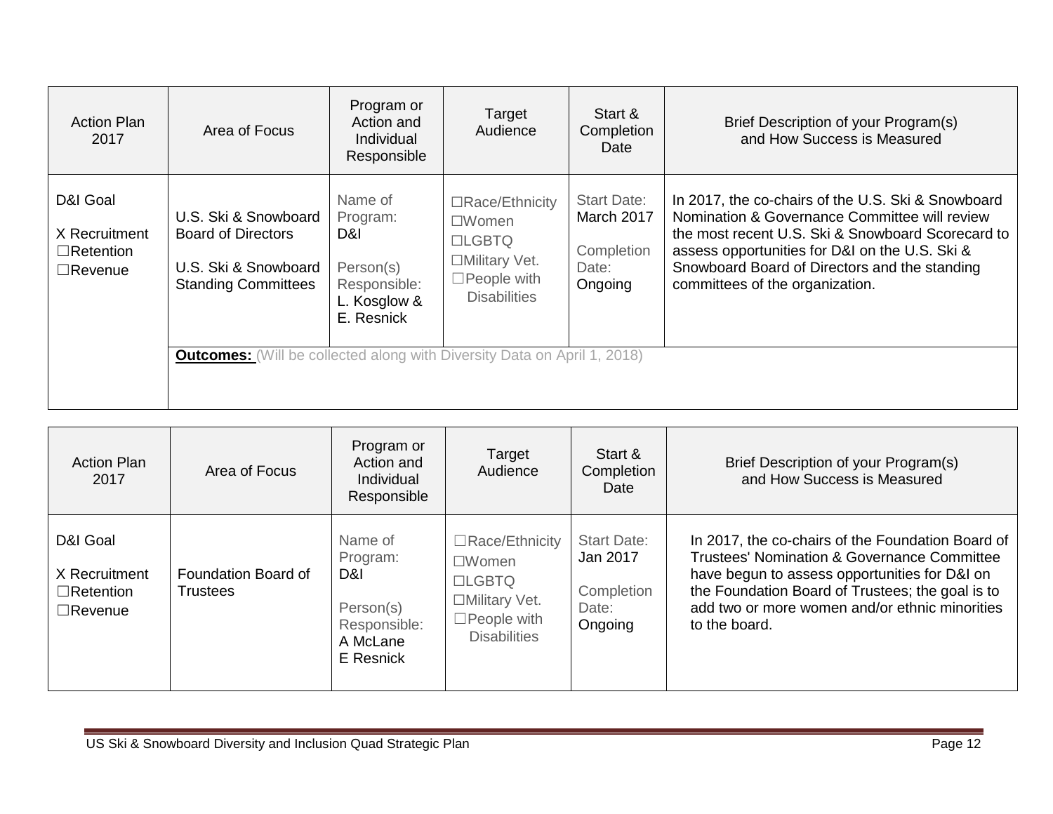| Action Plan 2017 | Area of Focus | Program or Action and Individual Responsible | Target Audience | Start & Completion Date | Brief Description of your Program(s) and How Success is Measured |
|---|---|---|---|---|---|
| D&I Goal<br><br>X Recruitment<br>☐Retention<br>☐Revenue | U.S. Ski & Snowboard Board of Directors<br><br>U.S. Ski & Snowboard Standing Committees | Name of Program:<br>D&I<br><br>Person(s) Responsible:<br>L. Kosglow & E. Resnick | ☐Race/Ethnicity<br>☐Women<br>☐LGBTQ<br>☐Military Vet.<br>☐People with Disabilities | Start Date:<br>March 2017<br><br>Completion Date:<br>Ongoing | In 2017, the co-chairs of the U.S. Ski & Snowboard Nomination & Governance Committee will review the most recent U.S. Ski & Snowboard Scorecard to assess opportunities for D&I on the U.S. Ski & Snowboard Board of Directors and the standing committees of the organization. |
| | **Outcomes:** (Will be collected along with Diversity Data on April 1, 2018) | | | | |

| Action Plan 2017 | Area of Focus | Program or Action and Individual Responsible | Target Audience | Start & Completion Date | Brief Description of your Program(s) and How Success is Measured |
|---|---|---|---|---|---|
| D&I Goal<br><br>X Recruitment<br>☐Retention<br>☐Revenue | Foundation Board of Trustees | Name of Program:<br>D&I<br><br>Person(s) Responsible:<br>A McLane<br>E Resnick | ☐Race/Ethnicity<br>☐Women<br>☐LGBTQ<br>☐Military Vet.<br>☐People with Disabilities | Start Date:<br>Jan 2017<br><br>Completion Date:<br>Ongoing | In 2017, the co-chairs of the Foundation Board of Trustees' Nomination & Governance Committee have begun to assess opportunities for D&I on the Foundation Board of Trustees; the goal is to add two or more women and/or ethnic minorities to the board. |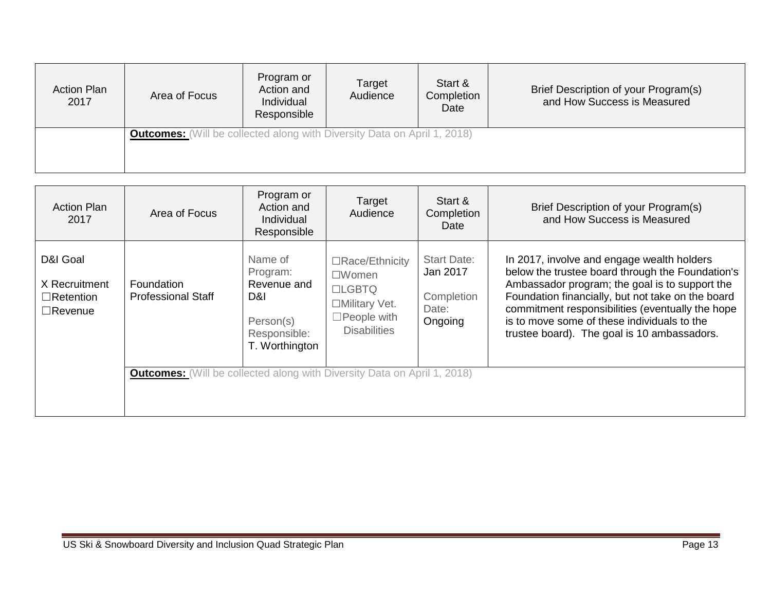| Action Plan 2017 | Area of Focus | Program or Action and Individual Responsible | Target Audience | Start & Completion Date | Brief Description of your Program(s) and How Success is Measured |
|---|---|---|---|---|---|
| | **Outcomes:** (Will be collected along with Diversity Data on April 1, 2018) | | | | |

| Action Plan 2017 | Area of Focus | Program or Action and Individual Responsible | Target Audience | Start & Completion Date | Brief Description of your Program(s) and How Success is Measured |
|---|---|---|---|---|---|
| D&I Goal<br><br>X Recruitment<br>☐Retention<br>☐Revenue | Foundation Professional Staff | Name of Program: Revenue and D&I<br><br>Person(s) Responsible: T. Worthington | ☐Race/Ethnicity<br>☐Women<br>☐LGBTQ<br>☐Military Vet.<br>☐People with Disabilities | Start Date: Jan 2017<br><br>Completion Date: Ongoing | In 2017, involve and engage wealth holders below the trustee board through the Foundation's Ambassador program; the goal is to support the Foundation financially, but not take on the board commitment responsibilities (eventually the hope is to move some of these individuals to the trustee board). The goal is 10 ambassadors. |
| | **Outcomes:** (Will be collected along with Diversity Data on April 1, 2018) | | | | |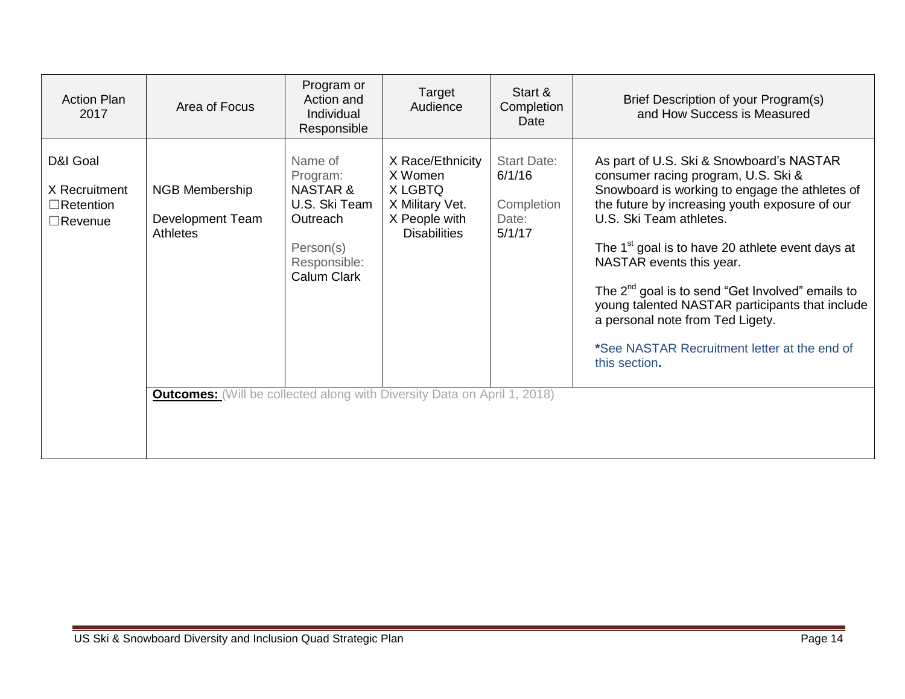| Action Plan 2017 | Area of Focus | Program or Action and Individual Responsible | Target Audience | Start & Completion Date | Brief Description of your Program(s) and How Success is Measured |
|---|---|---|---|---|---|
| D&I Goal<br><br>X Recruitment<br>☐Retention<br>☐Revenue | NGB Membership<br><br>Development Team Athletes | Name of Program: NASTAR & U.S. Ski Team Outreach<br><br>Person(s) Responsible: Calum Clark | X Race/Ethnicity<br>X Women<br>X LGBTQ<br>X Military Vet.<br>X People with Disabilities | Start Date: 6/1/16<br><br>Completion Date: 5/1/17 | As part of U.S. Ski & Snowboard's NASTAR consumer racing program, U.S. Ski & Snowboard is working to engage the athletes of the future by increasing youth exposure of our U.S. Ski Team athletes.<br><br>The 1st goal is to have 20 athlete event days at NASTAR events this year.<br><br>The 2nd goal is to send "Get Involved" emails to young talented NASTAR participants that include a personal note from Ted Ligety.<br><br>***See NASTAR Recruitment letter at the end of this section.** |
| | **Outcomes:** (Will be collected along with Diversity Data on April 1, 2018) | | | | |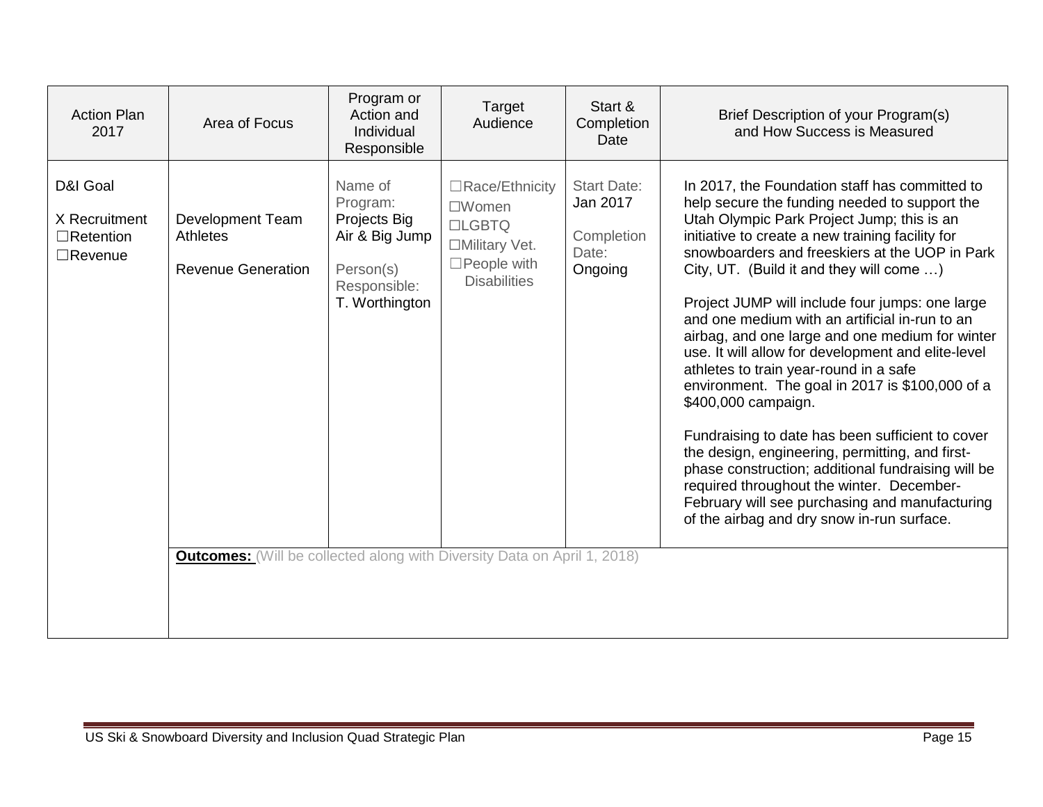| Action Plan 2017 | Area of Focus | Program or Action and Individual Responsible | Target Audience | Start & Completion Date | Brief Description of your Program(s) and How Success is Measured |
|---|---|---|---|---|---|
| D&I Goal<br><br>X Recruitment<br>☐Retention<br>☐Revenue | Development Team Athletes<br><br>Revenue Generation | Name of Program: Projects Big Air & Big Jump<br><br>Person(s) Responsible: T. Worthington | ☐Race/Ethnicity<br>☐Women<br>☐LGBTQ<br>☐Military Vet.<br>☐People with Disabilities | Start Date: Jan 2017<br><br>Completion Date: Ongoing | In 2017, the Foundation staff has committed to help secure the funding needed to support the Utah Olympic Park Project Jump; this is an initiative to create a new training facility for snowboarders and freeskiers at the UOP in Park City, UT. (Build it and they will come …)<br><br>Project JUMP will include four jumps: one large and one medium with an artificial in-run to an airbag, and one large and one medium for winter use. It will allow for development and elite-level athletes to train year-round in a safe environment. The goal in 2017 is $100,000 of a $400,000 campaign.<br><br>Fundraising to date has been sufficient to cover the design, engineering, permitting, and first-phase construction; additional fundraising will be required throughout the winter. December-February will see purchasing and manufacturing of the airbag and dry snow in-run surface. |
| | **Outcomes:** (Will be collected along with Diversity Data on April 1, 2018) | | | | |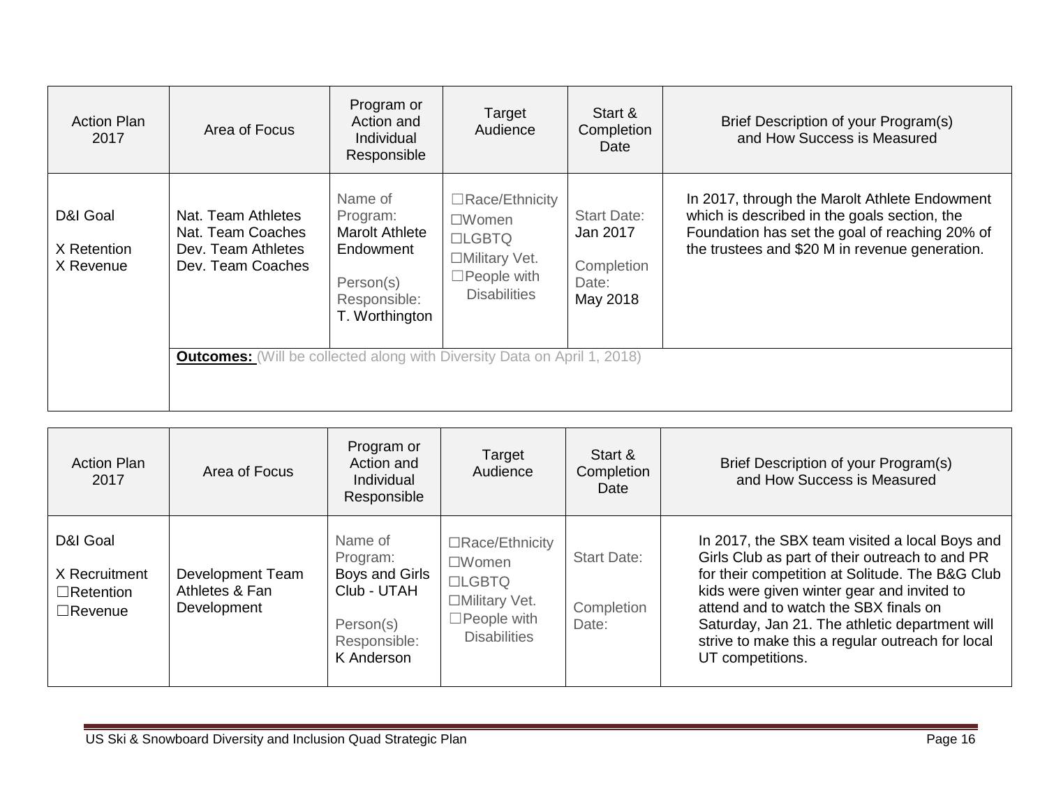| Action Plan 2017 | Area of Focus | Program or Action and Individual Responsible | Target Audience | Start & Completion Date | Brief Description of your Program(s) and How Success is Measured |
|---|---|---|---|---|---|
| D&I Goal<br>X Retention<br>X Revenue | Nat. Team Athletes<br>Nat. Team Coaches<br>Dev. Team Athletes<br>Dev. Team Coaches | Name of Program: Marolt Athlete Endowment<br>Person(s) Responsible: T. Worthington | ☐Race/Ethnicity<br>☐Women<br>☐LGBTQ<br>☐Military Vet.<br>☐People with Disabilities | Start Date: Jan 2017<br>Completion Date: May 2018 | In 2017, through the Marolt Athlete Endowment which is described in the goals section, the Foundation has set the goal of reaching 20% of the trustees and $20 M in revenue generation. |
| | **Outcomes:** (Will be collected along with Diversity Data on April 1, 2018) | | | | |

| Action Plan 2017 | Area of Focus | Program or Action and Individual Responsible | Target Audience | Start & Completion Date | Brief Description of your Program(s) and How Success is Measured |
|---|---|---|---|---|---|
| D&I Goal<br>X Recruitment<br>☐Retention<br>☐Revenue | Development Team Athletes & Fan Development | Name of Program: Boys and Girls Club - UTAH<br>Person(s) Responsible: K Anderson | ☐Race/Ethnicity<br>☐Women<br>☐LGBTQ<br>☐Military Vet.<br>☐People with Disabilities | Start Date:<br>Completion Date: | In 2017, the SBX team visited a local Boys and Girls Club as part of their outreach to and PR for their competition at Solitude. The B&G Club kids were given winter gear and invited to attend and to watch the SBX finals on Saturday, Jan 21. The athletic department will strive to make this a regular outreach for local UT competitions. |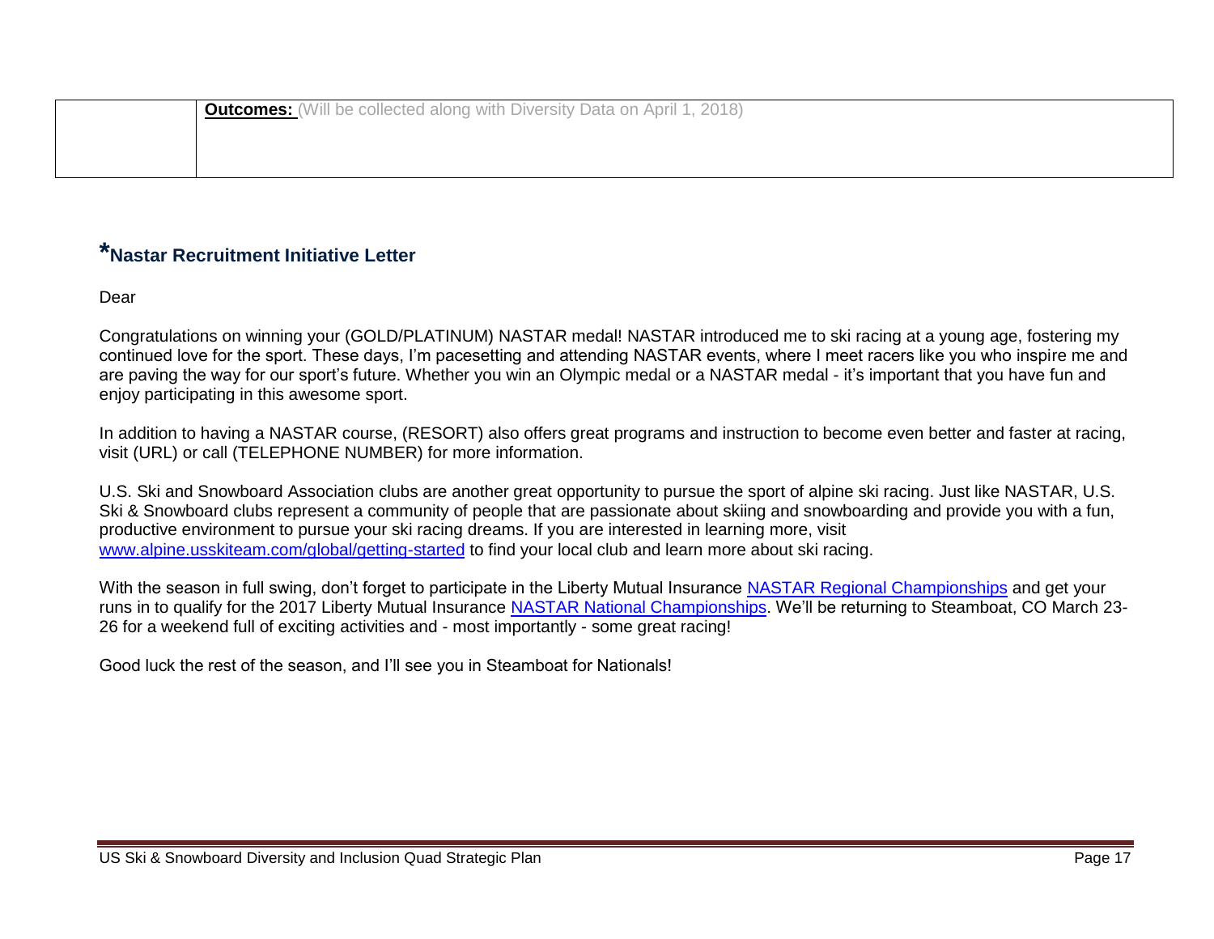| | **Outcomes:** (Will be collected along with Diversity Data on April 1, 2018) |
|---|---|

## *Nastar Recruitment Initiative Letter

Dear

Congratulations on winning your (GOLD/PLATINUM) NASTAR medal! NASTAR introduced me to ski racing at a young age, fostering my continued love for the sport. These days, I'm pacesetting and attending NASTAR events, where I meet racers like you who inspire me and are paving the way for our sport's future. Whether you win an Olympic medal or a NASTAR medal - it's important that you have fun and enjoy participating in this awesome sport.

In addition to having a NASTAR course, (RESORT) also offers great programs and instruction to become even better and faster at racing, visit (URL) or call (TELEPHONE NUMBER) for more information.

U.S. Ski and Snowboard Association clubs are another great opportunity to pursue the sport of alpine ski racing. Just like NASTAR, U.S. Ski & Snowboard clubs represent a community of people that are passionate about skiing and snowboarding and provide you with a fun, productive environment to pursue your ski racing dreams. If you are interested in learning more, visit www.alpine.usskiteam.com/global/getting-started to find your local club and learn more about ski racing.

With the season in full swing, don't forget to participate in the Liberty Mutual Insurance NASTAR Regional Championships and get your runs in to qualify for the 2017 Liberty Mutual Insurance NASTAR National Championships. We'll be returning to Steamboat, CO March 23-26 for a weekend full of exciting activities and - most importantly - some great racing!

Good luck the rest of the season, and I'll see you in Steamboat for Nationals!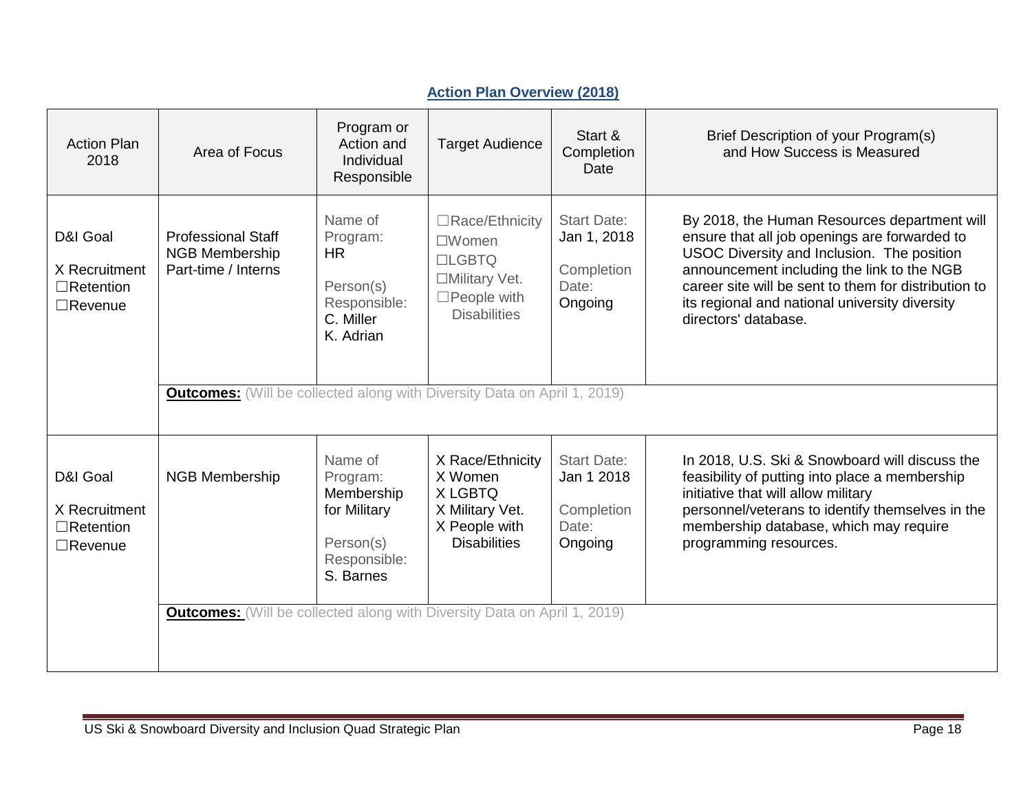## Action Plan Overview (2018)

| Action Plan 2018 | Area of Focus | Program or Action and Individual Responsible | Target Audience | Start & Completion Date | Brief Description of your Program(s) and How Success is Measured |
|---|---|---|---|---|---|
| D&I Goal<br>X Recruitment<br>☐Retention<br>☐Revenue | Professional Staff<br>NGB Membership<br>Part-time / Interns | Name of Program:<br>HR<br><br>Person(s) Responsible:<br>C. Miller<br>K. Adrian | ☐Race/Ethnicity<br>☐Women<br>☐LGBTQ<br>☐Military Vet.<br>☐People with Disabilities | Start Date:<br>Jan 1, 2018<br><br>Completion Date:<br>Ongoing | By 2018, the Human Resources department will ensure that all job openings are forwarded to USOC Diversity and Inclusion. The position announcement including the link to the NGB career site will be sent to them for distribution to its regional and national university diversity directors' database. |
| | **Outcomes:** (Will be collected along with Diversity Data on April 1, 2019) | | | | |
| D&I Goal<br>X Recruitment<br>☐Retention<br>☐Revenue | NGB Membership | Name of Program:<br>Membership for Military<br><br>Person(s) Responsible:<br>S. Barnes | X Race/Ethnicity<br>X Women<br>X LGBTQ<br>X Military Vet.<br>X People with Disabilities | Start Date:<br>Jan 1 2018<br><br>Completion Date:<br>Ongoing | In 2018, U.S. Ski & Snowboard will discuss the feasibility of putting into place a membership initiative that will allow military personnel/veterans to identify themselves in the membership database, which may require programming resources. |
| | **Outcomes:** (Will be collected along with Diversity Data on April 1, 2019) | | | | |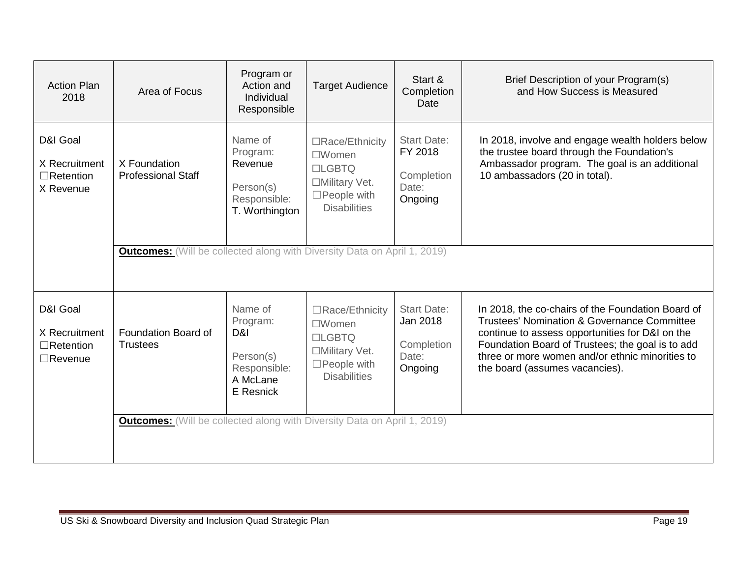| Action Plan 2018 | Area of Focus | Program or Action and Individual Responsible | Target Audience | Start & Completion Date | Brief Description of your Program(s) and How Success is Measured |
|---|---|---|---|---|---|
| D&I Goal<br>X Recruitment<br>☐Retention<br>X Revenue | X Foundation Professional Staff | Name of Program: Revenue<br><br>Person(s) Responsible: T. Worthington | ☐Race/Ethnicity<br>☐Women<br>☐LGBTQ<br>☐Military Vet.<br>☐People with Disabilities | Start Date: FY 2018<br><br>Completion Date: Ongoing | In 2018, involve and engage wealth holders below the trustee board through the Foundation's Ambassador program. The goal is an additional 10 ambassadors (20 in total). |
| | **Outcomes:** (Will be collected along with Diversity Data on April 1, 2019) | | | | |
| D&I Goal<br>X Recruitment<br>☐Retention<br>☐Revenue | Foundation Board of Trustees | Name of Program: D&I<br><br>Person(s) Responsible: A McLane<br>E Resnick | ☐Race/Ethnicity<br>☐Women<br>☐LGBTQ<br>☐Military Vet.<br>☐People with Disabilities | Start Date: Jan 2018<br><br>Completion Date: Ongoing | In 2018, the co-chairs of the Foundation Board of Trustees' Nomination & Governance Committee continue to assess opportunities for D&I on the Foundation Board of Trustees; the goal is to add three or more women and/or ethnic minorities to the board (assumes vacancies). |
| | **Outcomes:** (Will be collected along with Diversity Data on April 1, 2019) | | | | |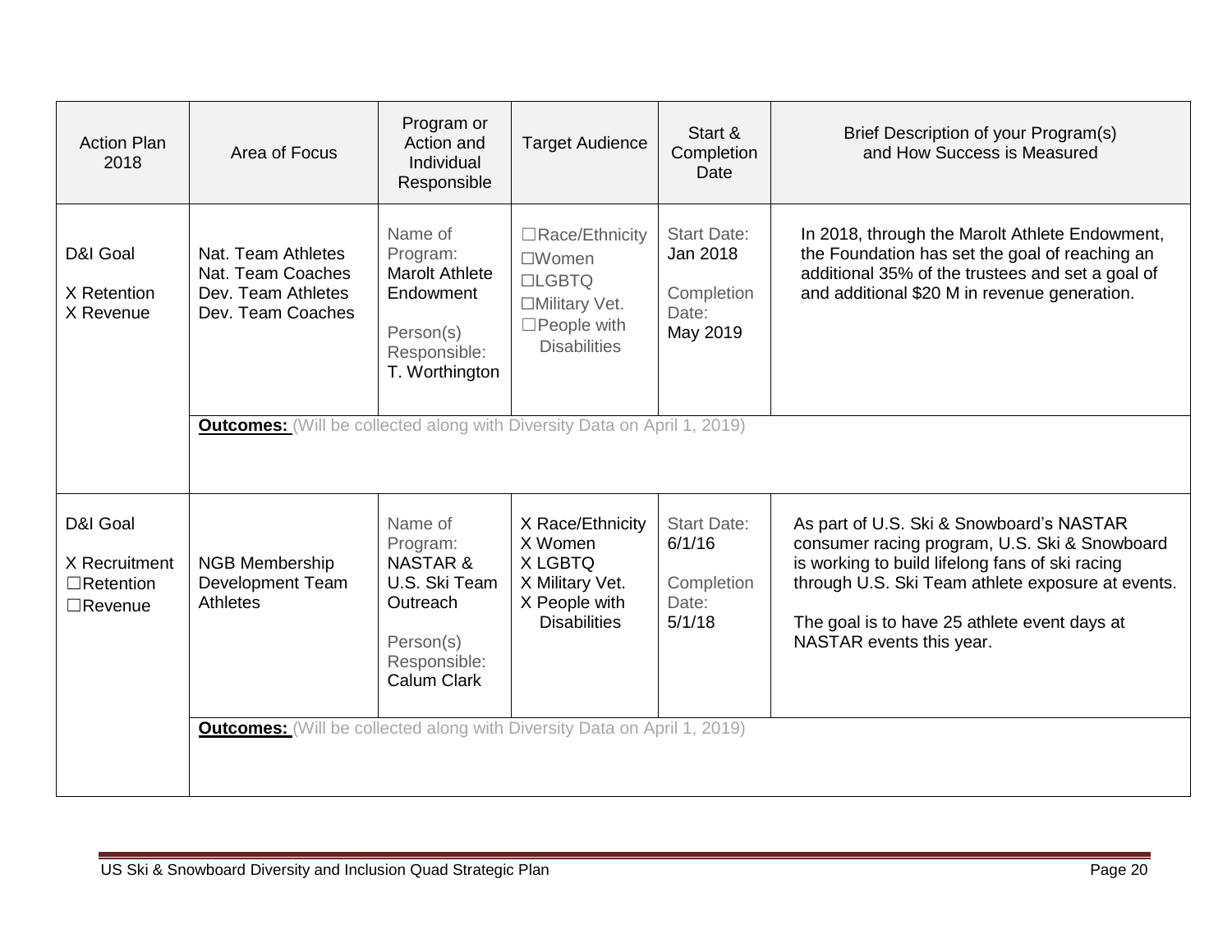| Action Plan 2018 | Area of Focus | Program or Action and Individual Responsible | Target Audience | Start & Completion Date | Brief Description of your Program(s) and How Success is Measured |
|---|---|---|---|---|---|
| D&I Goal<br><br>X Retention<br>X Revenue | Nat. Team Athletes<br>Nat. Team Coaches<br>Dev. Team Athletes<br>Dev. Team Coaches | Name of Program: Marolt Athlete Endowment<br><br>Person(s) Responsible: T. Worthington | ☐Race/Ethnicity<br>☐Women<br>☐LGBTQ<br>☐Military Vet.<br>☐People with Disabilities | Start Date: Jan 2018<br><br>Completion Date: May 2019 | In 2018, through the Marolt Athlete Endowment, the Foundation has set the goal of reaching an additional 35% of the trustees and set a goal of and additional $20 M in revenue generation. |
| | **Outcomes:** (Will be collected along with Diversity Data on April 1, 2019) | | | | |
| D&I Goal<br><br>X Recruitment<br>☐Retention<br>☐Revenue | NGB Membership Development Team Athletes | Name of Program: NASTAR & U.S. Ski Team Outreach<br><br>Person(s) Responsible: Calum Clark | X Race/Ethnicity<br>X Women<br>X LGBTQ<br>X Military Vet.<br>X People with Disabilities | Start Date: 6/1/16<br><br>Completion Date: 5/1/18 | As part of U.S. Ski & Snowboard's NASTAR consumer racing program, U.S. Ski & Snowboard is working to build lifelong fans of ski racing through U.S. Ski Team athlete exposure at events.<br><br>The goal is to have 25 athlete event days at NASTAR events this year. |
| | **Outcomes:** (Will be collected along with Diversity Data on April 1, 2019) | | | | |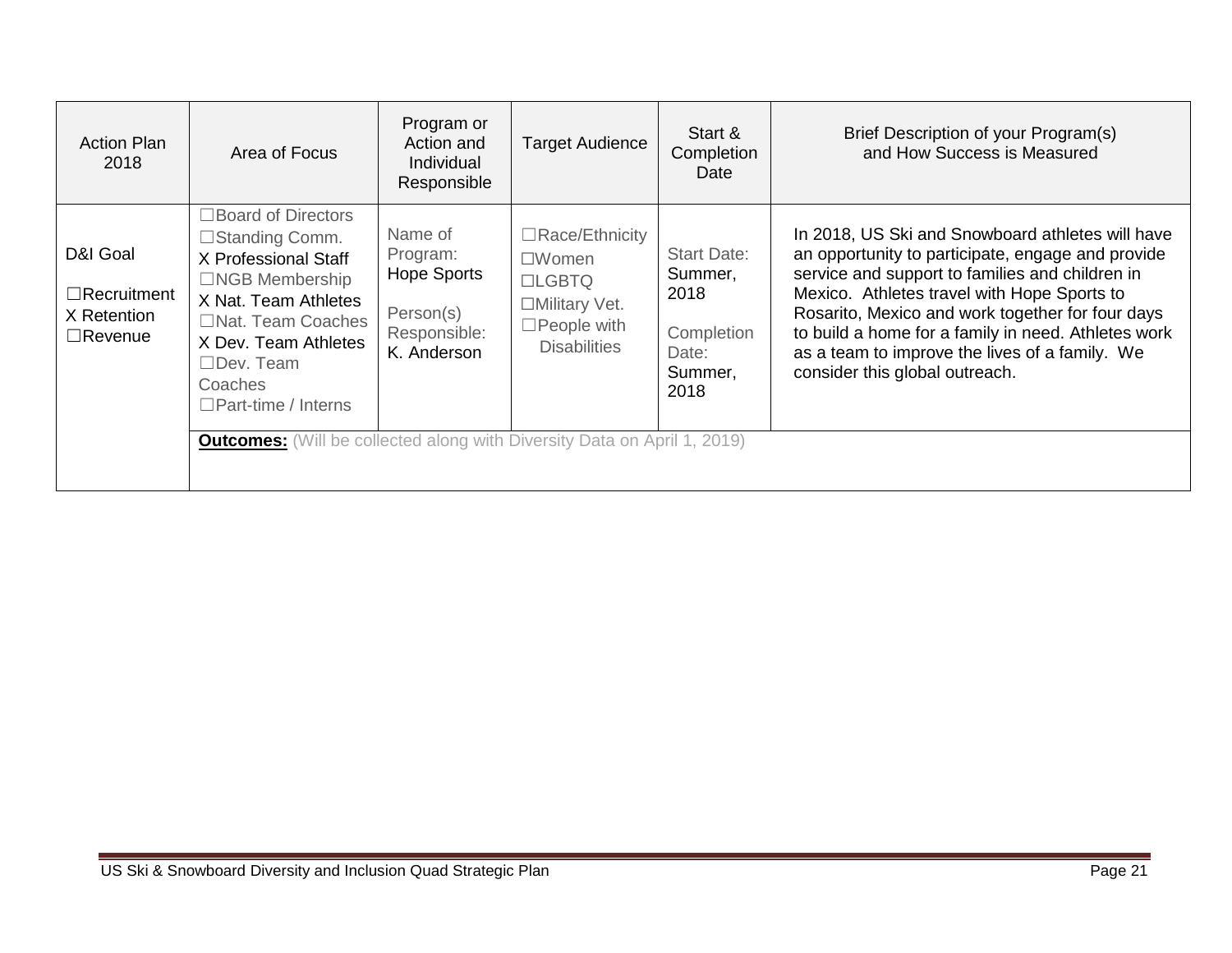| Action Plan 2018 | Area of Focus | Program or Action and Individual Responsible | Target Audience | Start & Completion Date | Brief Description of your Program(s) and How Success is Measured |
|---|---|---|---|---|---|
| D&I Goal<br>☐Recruitment<br>X Retention<br>☐Revenue | ☐Board of Directors<br>☐Standing Comm.<br>X Professional Staff<br>☐NGB Membership<br>X Nat. Team Athletes<br>☐Nat. Team Coaches<br>X Dev. Team Athletes<br>☐Dev. Team Coaches<br>☐Part-time / Interns | Name of Program: Hope Sports<br>Person(s) Responsible: K. Anderson | ☐Race/Ethnicity<br>☐Women<br>☐LGBTQ<br>☐Military Vet.<br>☐People with Disabilities | Start Date: Summer, 2018<br>Completion Date: Summer, 2018 | In 2018, US Ski and Snowboard athletes will have an opportunity to participate, engage and provide service and support to families and children in Mexico. Athletes travel with Hope Sports to Rosarito, Mexico and work together for four days to build a home for a family in need. Athletes work as a team to improve the lives of a family. We consider this global outreach. |
| | **Outcomes:** (Will be collected along with Diversity Data on April 1, 2019) | | | | |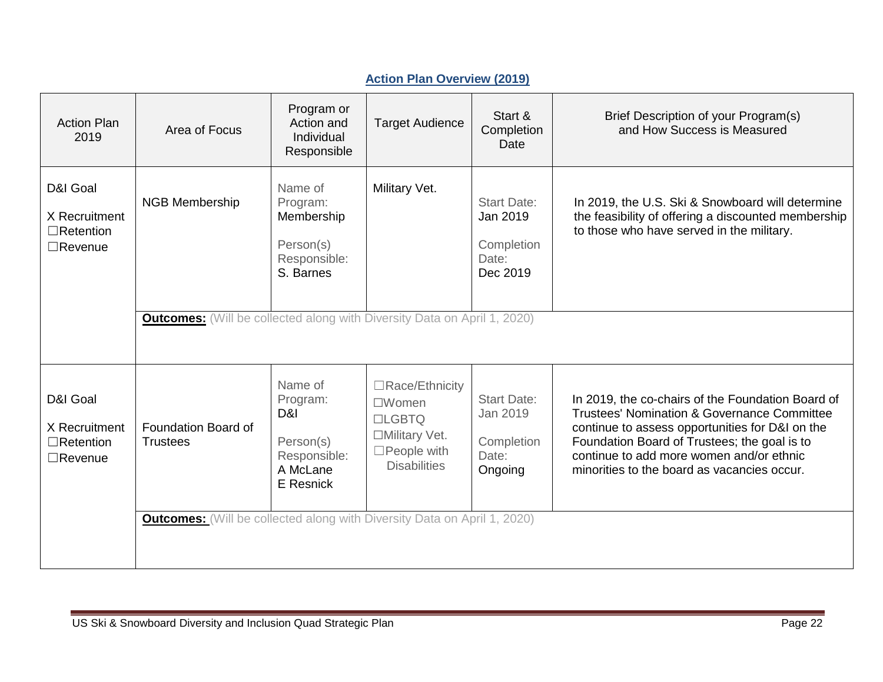## Action Plan Overview (2019)

| Action Plan 2019 | Area of Focus | Program or Action and Individual Responsible | Target Audience | Start & Completion Date | Brief Description of your Program(s) and How Success is Measured |
|---|---|---|---|---|---|
| D&I Goal<br>X Recruitment<br>☐Retention<br>☐Revenue | NGB Membership | Name of Program: Membership<br><br>Person(s) Responsible: S. Barnes | Military Vet. | Start Date: Jan 2019<br><br>Completion Date: Dec 2019 | In 2019, the U.S. Ski & Snowboard will determine the feasibility of offering a discounted membership to those who have served in the military. |
| | **Outcomes:** (Will be collected along with Diversity Data on April 1, 2020) | | | | |
| D&I Goal<br>X Recruitment<br>☐Retention<br>☐Revenue | Foundation Board of Trustees | Name of Program: D&I<br><br>Person(s) Responsible: A McLane<br>E Resnick | ☐Race/Ethnicity<br>☐Women<br>☐LGBTQ<br>☐Military Vet.<br>☐People with Disabilities | Start Date: Jan 2019<br><br>Completion Date: Ongoing | In 2019, the co-chairs of the Foundation Board of Trustees' Nomination & Governance Committee continue to assess opportunities for D&I on the Foundation Board of Trustees; the goal is to continue to add more women and/or ethnic minorities to the board as vacancies occur. |
| | **Outcomes:** (Will be collected along with Diversity Data on April 1, 2020) | | | | |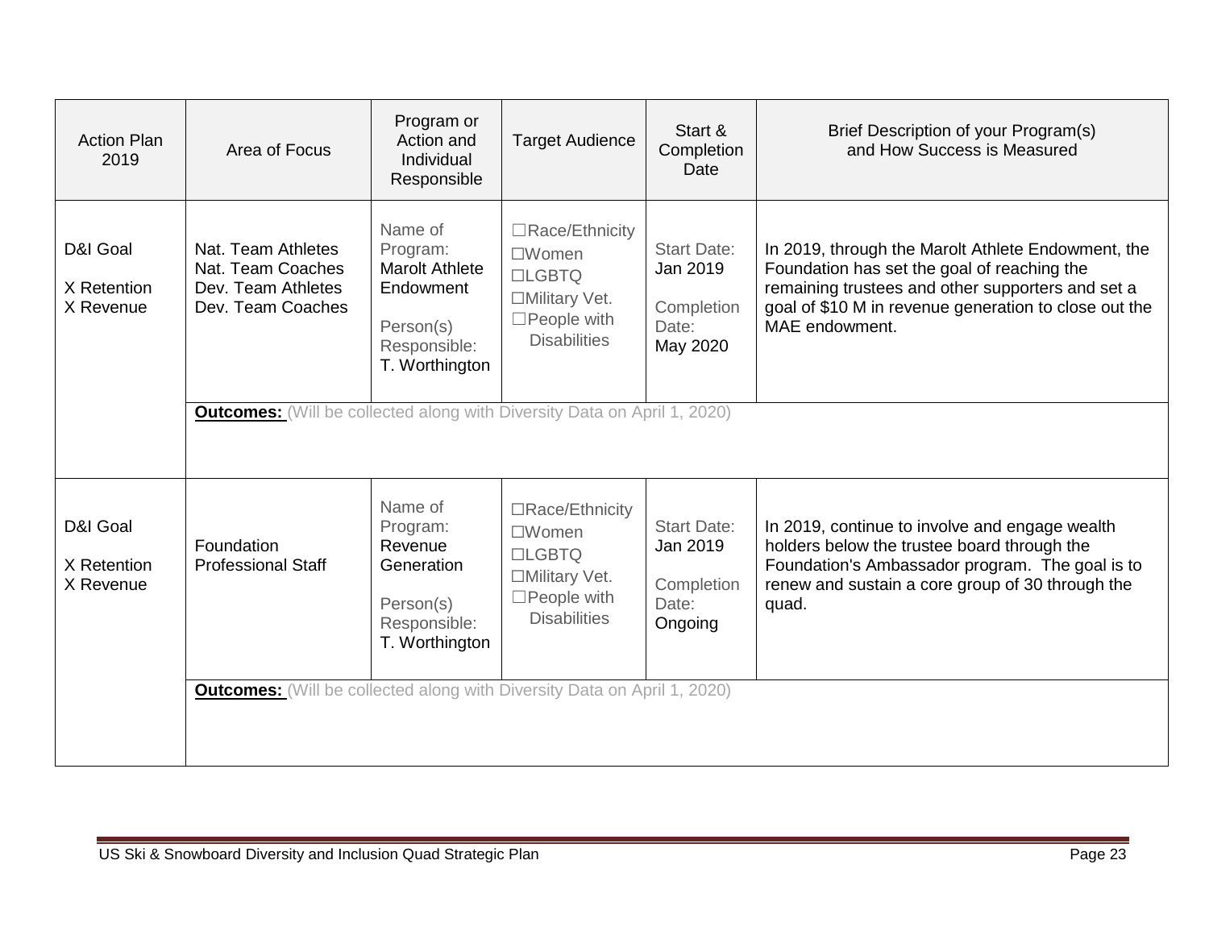| Action Plan 2019 | Area of Focus | Program or Action and Individual Responsible | Target Audience | Start & Completion Date | Brief Description of your Program(s) and How Success is Measured |
|---|---|---|---|---|---|
| D&I Goal<br>X Retention<br>X Revenue | Nat. Team Athletes<br>Nat. Team Coaches<br>Dev. Team Athletes<br>Dev. Team Coaches | Name of Program: Marolt Athlete Endowment<br><br>Person(s) Responsible: T. Worthington | ☐Race/Ethnicity<br>☐Women<br>☐LGBTQ<br>☐Military Vet.<br>☐People with Disabilities | Start Date: Jan 2019<br><br>Completion Date: May 2020 | In 2019, through the Marolt Athlete Endowment, the Foundation has set the goal of reaching the remaining trustees and other supporters and set a goal of $10 M in revenue generation to close out the MAE endowment. |
| | **Outcomes:** (Will be collected along with Diversity Data on April 1, 2020) | | | | |
| D&I Goal<br>X Retention<br>X Revenue | Foundation Professional Staff | Name of Program: Revenue Generation<br><br>Person(s) Responsible: T. Worthington | ☐Race/Ethnicity<br>☐Women<br>☐LGBTQ<br>☐Military Vet.<br>☐People with Disabilities | Start Date: Jan 2019<br><br>Completion Date: Ongoing | In 2019, continue to involve and engage wealth holders below the trustee board through the Foundation's Ambassador program. The goal is to renew and sustain a core group of 30 through the quad. |
| | **Outcomes:** (Will be collected along with Diversity Data on April 1, 2020) | | | | |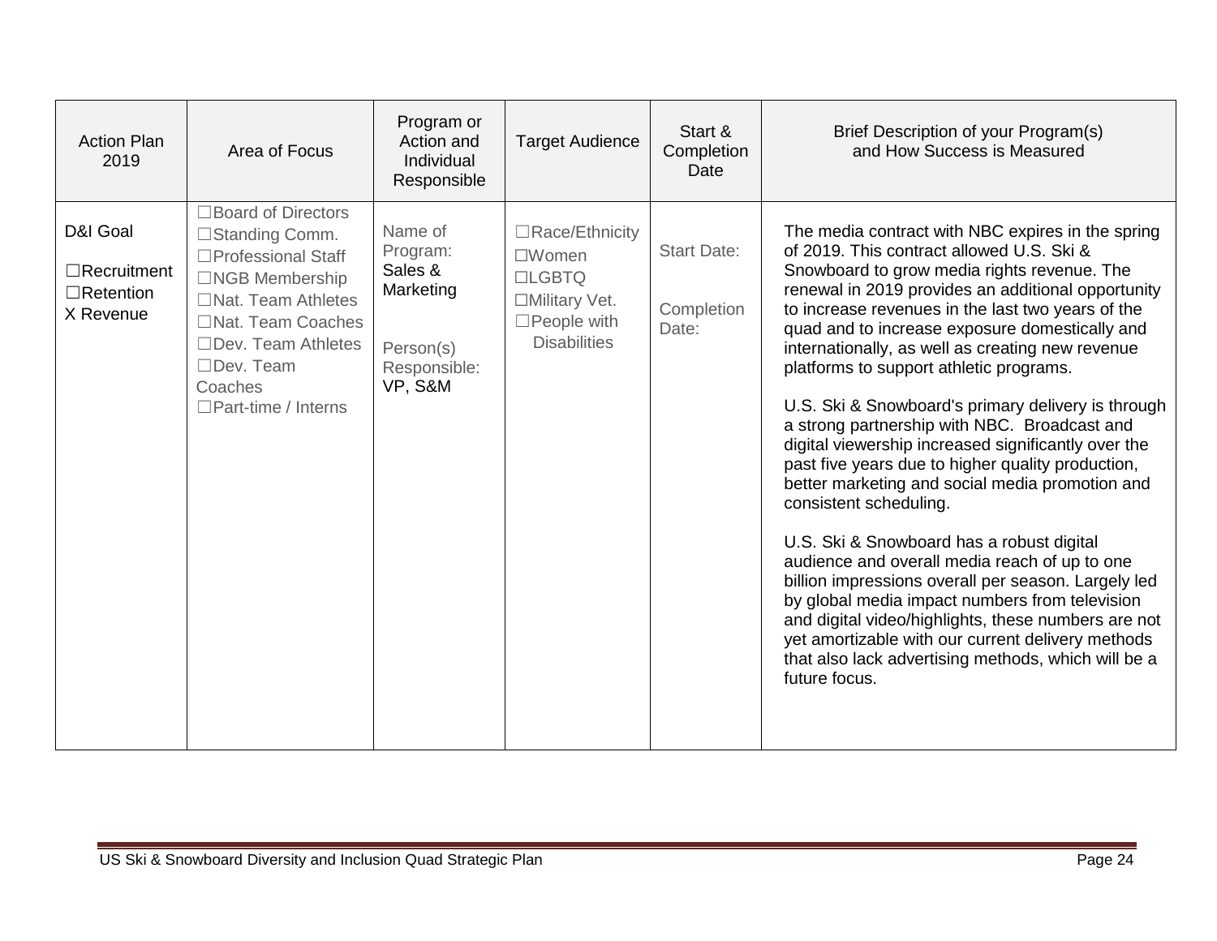| Action Plan 2019 | Area of Focus | Program or Action and Individual Responsible | Target Audience | Start & Completion Date | Brief Description of your Program(s) and How Success is Measured |
|---|---|---|---|---|---|
| D&I Goal<br><br>☐Recruitment<br>☐Retention<br>X Revenue | ☐Board of Directors<br>☐Standing Comm.<br>☐Professional Staff<br>☐NGB Membership<br>☐Nat. Team Athletes<br>☐Nat. Team Coaches<br>☐Dev. Team Athletes<br>☐Dev. Team Coaches<br>☐Part-time / Interns | Name of Program:<br>Sales & Marketing<br><br>Person(s) Responsible:<br>VP, S&M | ☐Race/Ethnicity<br>☐Women<br>☐LGBTQ<br>☐Military Vet.<br>☐People with Disabilities | Start Date:<br><br>Completion Date: | The media contract with NBC expires in the spring of 2019. This contract allowed U.S. Ski & Snowboard to grow media rights revenue. The renewal in 2019 provides an additional opportunity to increase revenues in the last two years of the quad and to increase exposure domestically and internationally, as well as creating new revenue platforms to support athletic programs.<br><br>U.S. Ski & Snowboard's primary delivery is through a strong partnership with NBC. Broadcast and digital viewership increased significantly over the past five years due to higher quality production, better marketing and social media promotion and consistent scheduling.<br><br>U.S. Ski & Snowboard has a robust digital audience and overall media reach of up to one billion impressions overall per season. Largely led by global media impact numbers from television and digital video/highlights, these numbers are not yet amortizable with our current delivery methods that also lack advertising methods, which will be a future focus. |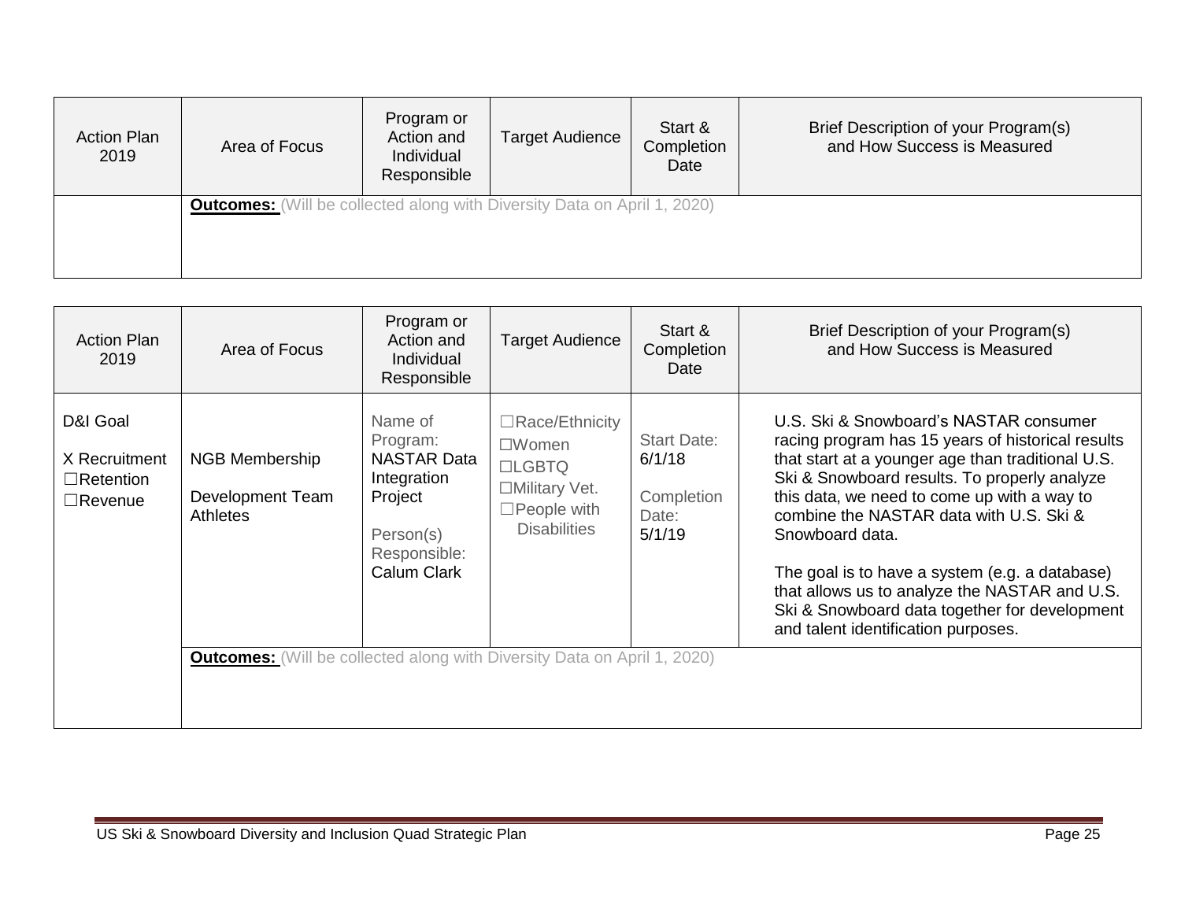| Action Plan 2019 | Area of Focus | Program or Action and Individual Responsible | Target Audience | Start & Completion Date | Brief Description of your Program(s) and How Success is Measured |
|---|---|---|---|---|---|
| | **Outcomes:** (Will be collected along with Diversity Data on April 1, 2020) | | | | |

| Action Plan 2019 | Area of Focus | Program or Action and Individual Responsible | Target Audience | Start & Completion Date | Brief Description of your Program(s) and How Success is Measured |
|---|---|---|---|---|---|
| D&I Goal<br><br>X Recruitment<br>☐Retention<br>☐Revenue | NGB Membership<br><br>Development Team Athletes | Name of Program: NASTAR Data Integration Project<br><br>Person(s) Responsible: Calum Clark | ☐Race/Ethnicity<br>☐Women<br>☐LGBTQ<br>☐Military Vet.<br>☐People with Disabilities | Start Date: 6/1/18<br><br>Completion Date: 5/1/19 | U.S. Ski & Snowboard's NASTAR consumer racing program has 15 years of historical results that start at a younger age than traditional U.S. Ski & Snowboard results. To properly analyze this data, we need to come up with a way to combine the NASTAR data with U.S. Ski & Snowboard data.<br><br>The goal is to have a system (e.g. a database) that allows us to analyze the NASTAR and U.S. Ski & Snowboard data together for development and talent identification purposes. |
| | **Outcomes:** (Will be collected along with Diversity Data on April 1, 2020) | | | | |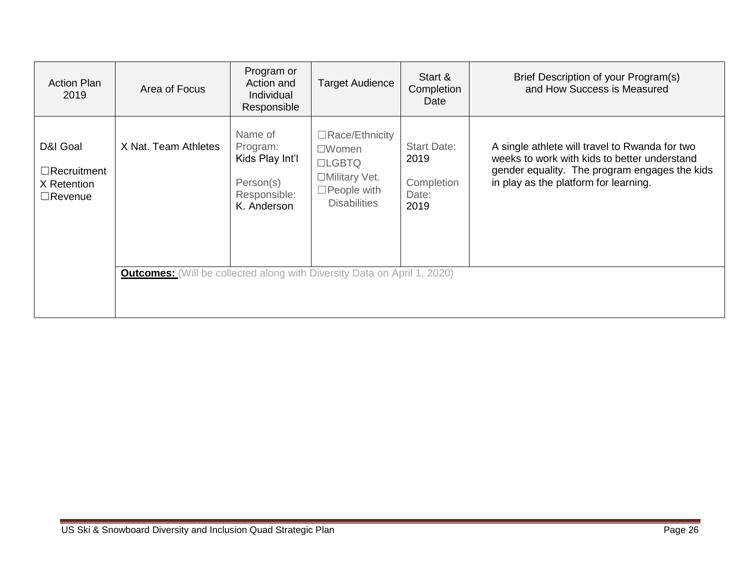| Action Plan 2019 | Area of Focus | Program or Action and Individual Responsible | Target Audience | Start & Completion Date | Brief Description of your Program(s) and How Success is Measured |
|---|---|---|---|---|---|
| D&I Goal<br>☐Recruitment<br>X Retention<br>☐Revenue | X Nat. Team Athletes | Name of Program: Kids Play Int'l<br><br>Person(s) Responsible: K. Anderson | ☐Race/Ethnicity<br>☐Women<br>☐LGBTQ<br>☐Military Vet.<br>☐People with Disabilities | Start Date: 2019<br><br>Completion Date: 2019 | A single athlete will travel to Rwanda for two weeks to work with kids to better understand gender equality. The program engages the kids in play as the platform for learning. |
| | **Outcomes:** (Will be collected along with Diversity Data on April 1, 2020) | | | | |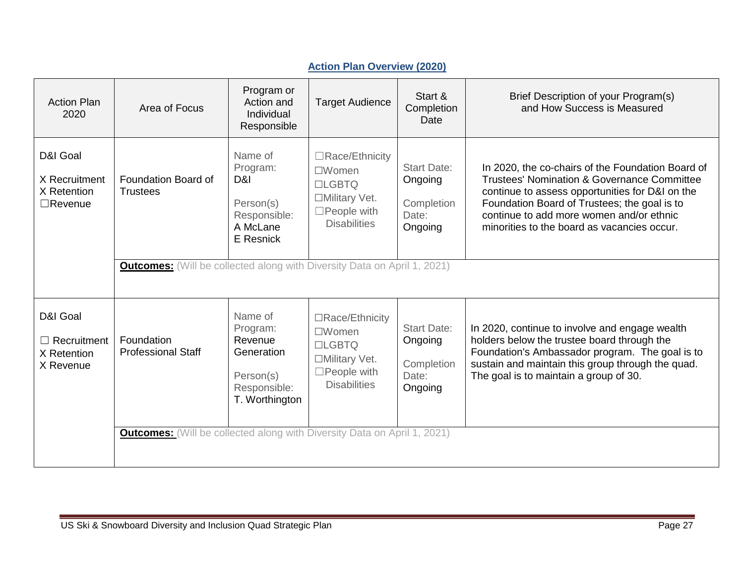## Action Plan Overview (2020)

| Action Plan 2020 | Area of Focus | Program or Action and Individual Responsible | Target Audience | Start & Completion Date | Brief Description of your Program(s) and How Success is Measured |
|---|---|---|---|---|---|
| D&I Goal<br>X Recruitment<br>X Retention<br>☐Revenue | Foundation Board of Trustees | Name of Program: D&I<br><br>Person(s) Responsible: A McLane E Resnick | ☐Race/Ethnicity<br>☐Women<br>☐LGBTQ<br>☐Military Vet.<br>☐People with Disabilities | Start Date: Ongoing<br><br>Completion Date: Ongoing | In 2020, the co-chairs of the Foundation Board of Trustees' Nomination & Governance Committee continue to assess opportunities for D&I on the Foundation Board of Trustees; the goal is to continue to add more women and/or ethnic minorities to the board as vacancies occur. |
| | **Outcomes:** (Will be collected along with Diversity Data on April 1, 2021) | | | | |
| D&I Goal<br>☐ Recruitment<br>X Retention<br>X Revenue | Foundation Professional Staff | Name of Program: Revenue Generation<br><br>Person(s) Responsible: T. Worthington | ☐Race/Ethnicity<br>☐Women<br>☐LGBTQ<br>☐Military Vet.<br>☐People with Disabilities | Start Date: Ongoing<br><br>Completion Date: Ongoing | In 2020, continue to involve and engage wealth holders below the trustee board through the Foundation's Ambassador program. The goal is to sustain and maintain this group through the quad. The goal is to maintain a group of 30. |
| | **Outcomes:** (Will be collected along with Diversity Data on April 1, 2021) | | | | |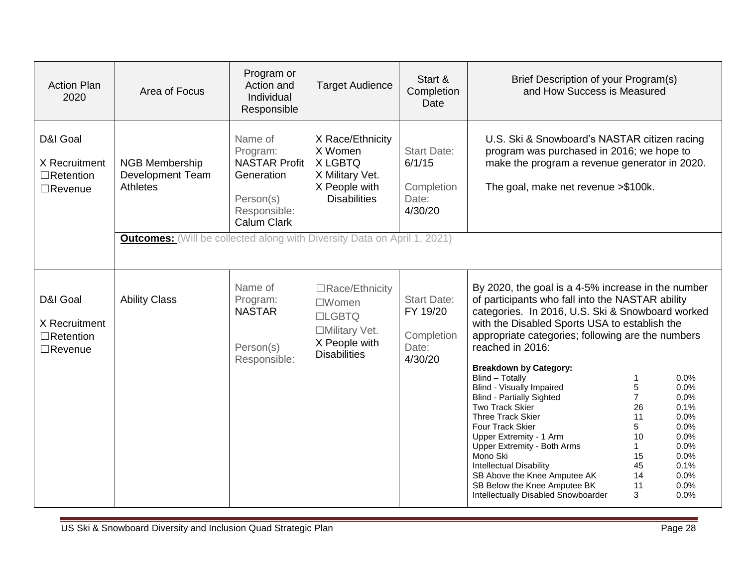| Action Plan 2020 | Area of Focus | Program or Action and Individual Responsible | Target Audience | Start & Completion Date | Brief Description of your Program(s) and How Success is Measured |
|---|---|---|---|---|---|
| D&I Goal<br><br>X Recruitment<br>☐Retention<br>☐Revenue | NGB Membership Development Team Athletes | Name of Program: NASTAR Profit Generation<br><br>Person(s) Responsible: Calum Clark | X Race/Ethnicity<br>X Women<br>X LGBTQ<br>X Military Vet.<br>X People with Disabilities | Start Date: 6/1/15<br><br>Completion Date: 4/30/20 | U.S. Ski & Snowboard's NASTAR citizen racing program was purchased in 2016; we hope to make the program a revenue generator in 2020.<br><br>The goal, make net revenue >$100k. |
| | **Outcomes:** (Will be collected along with Diversity Data on April 1, 2021) | | | | |
| D&I Goal<br><br>X Recruitment<br>☐Retention<br>☐Revenue | Ability Class | Name of Program: NASTAR<br><br>Person(s) Responsible: | ☐Race/Ethnicity<br>☐Women<br>☐LGBTQ<br>☐Military Vet.<br>X People with Disabilities | Start Date: FY 19/20<br><br>Completion Date: 4/30/20 | By 2020, the goal is a 4-5% increase in the number of participants who fall into the NASTAR ability categories. In 2016, U.S. Ski & Snowboard worked with the Disabled Sports USA to establish the appropriate categories; following are the numbers reached in 2016:<br><br>**Breakdown by Category:**<br>Blind – Totally 1 0.0%<br>Blind - Visually Impaired 5 0.0%<br>Blind - Partially Sighted 7 0.0%<br>Two Track Skier 26 0.1%<br>Three Track Skier 11 0.0%<br>Four Track Skier 5 0.0%<br>Upper Extremity - 1 Arm 10 0.0%<br>Upper Extremity - Both Arms 1 0.0%<br>Mono Ski 15 0.0%<br>Intellectual Disability 45 0.1%<br>SB Above the Knee Amputee AK 14 0.0%<br>SB Below the Knee Amputee BK 11 0.0%<br>Intellectually Disabled Snowboarder 3 0.0% |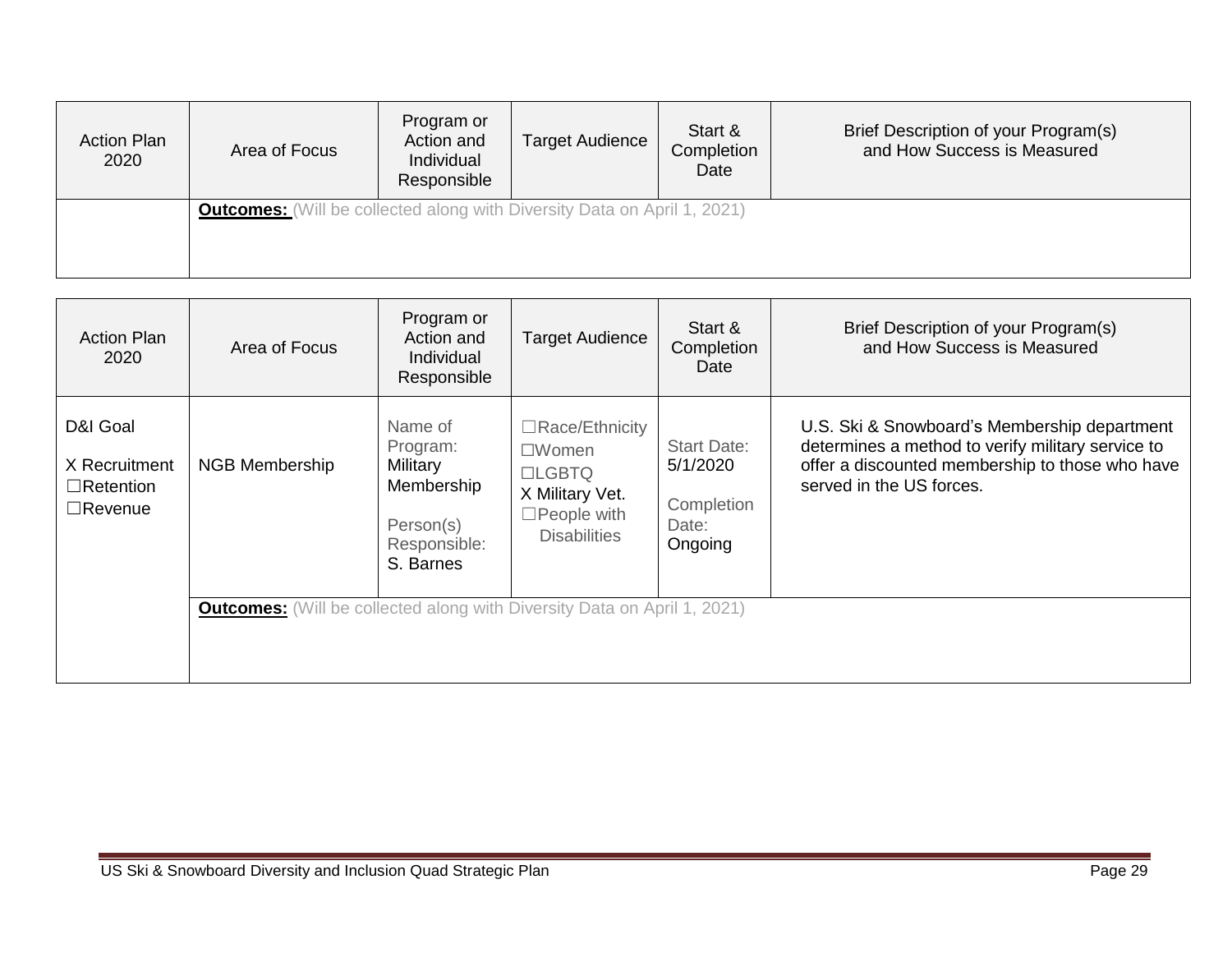| Action Plan 2020 | Area of Focus | Program or Action and Individual Responsible | Target Audience | Start & Completion Date | Brief Description of your Program(s) and How Success is Measured |
|---|---|---|---|---|---|
| | **Outcomes:** (Will be collected along with Diversity Data on April 1, 2021) | | | | |

| Action Plan 2020 | Area of Focus | Program or Action and Individual Responsible | Target Audience | Start & Completion Date | Brief Description of your Program(s) and How Success is Measured |
|---|---|---|---|---|---|
| D&I Goal<br>X Recruitment<br>☐Retention<br>☐Revenue | NGB Membership | Name of Program: Military Membership<br><br>Person(s) Responsible: S. Barnes | ☐Race/Ethnicity<br>☐Women<br>☐LGBTQ<br>X Military Vet.<br>☐People with Disabilities | Start Date: 5/1/2020<br><br>Completion Date: Ongoing | U.S. Ski & Snowboard's Membership department determines a method to verify military service to offer a discounted membership to those who have served in the US forces. |
| | **Outcomes:** (Will be collected along with Diversity Data on April 1, 2021) | | | | |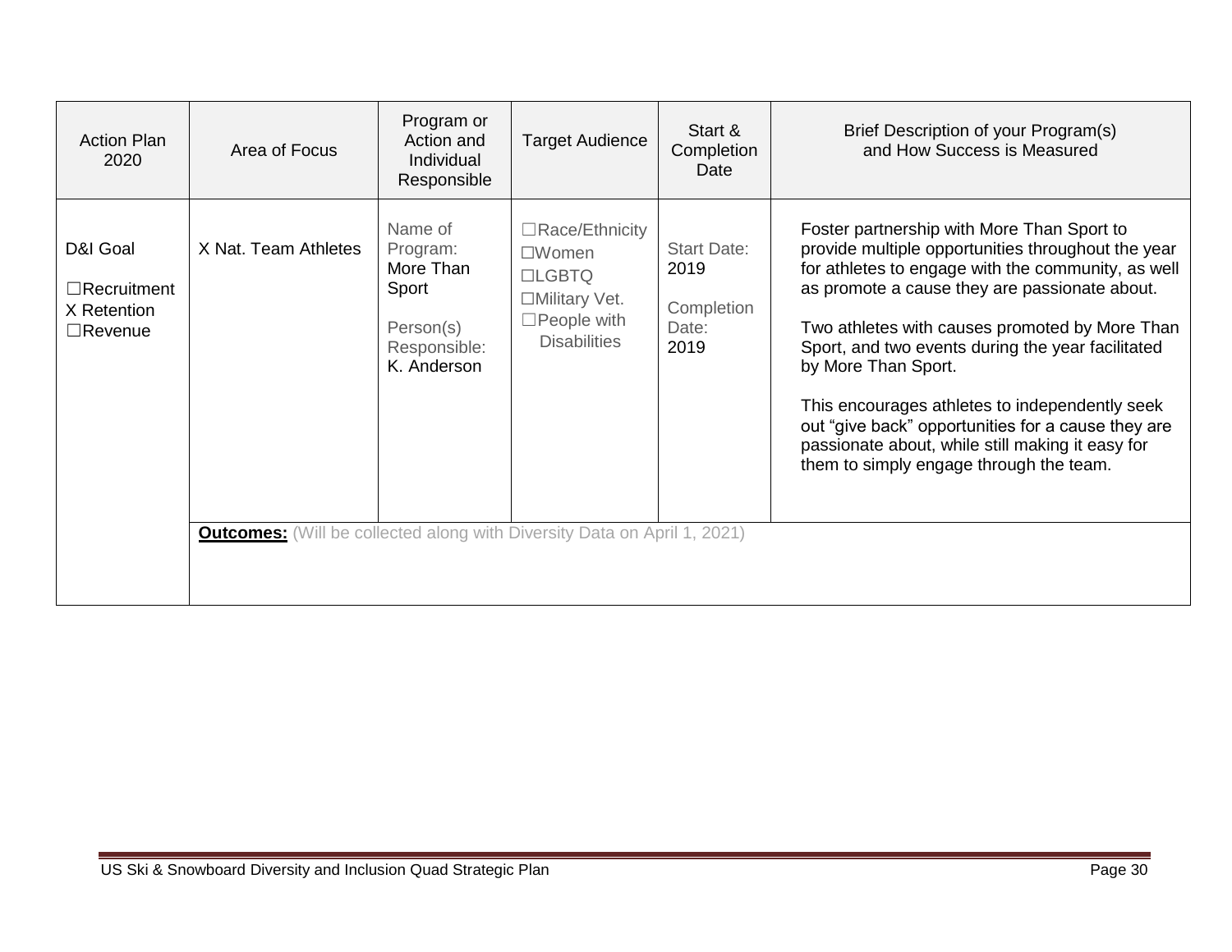| Action Plan 2020 | Area of Focus | Program or Action and Individual Responsible | Target Audience | Start & Completion Date | Brief Description of your Program(s) and How Success is Measured |
| --- | --- | --- | --- | --- | --- |
| D&I Goal<br>☐Recruitment<br>X Retention<br>☐Revenue | X Nat. Team Athletes | Name of Program: More Than Sport<br><br>Person(s) Responsible: K. Anderson | ☐Race/Ethnicity<br>☐Women<br>☐LGBTQ<br>☐Military Vet.<br>☐People with Disabilities | Start Date: 2019<br><br>Completion Date: 2019 | Foster partnership with More Than Sport to provide multiple opportunities throughout the year for athletes to engage with the community, as well as promote a cause they are passionate about.<br><br>Two athletes with causes promoted by More Than Sport, and two events during the year facilitated by More Than Sport.<br><br>This encourages athletes to independently seek out "give back" opportunities for a cause they are passionate about, while still making it easy for them to simply engage through the team. |
| | **Outcomes:** (Will be collected along with Diversity Data on April 1, 2021) | | | | |